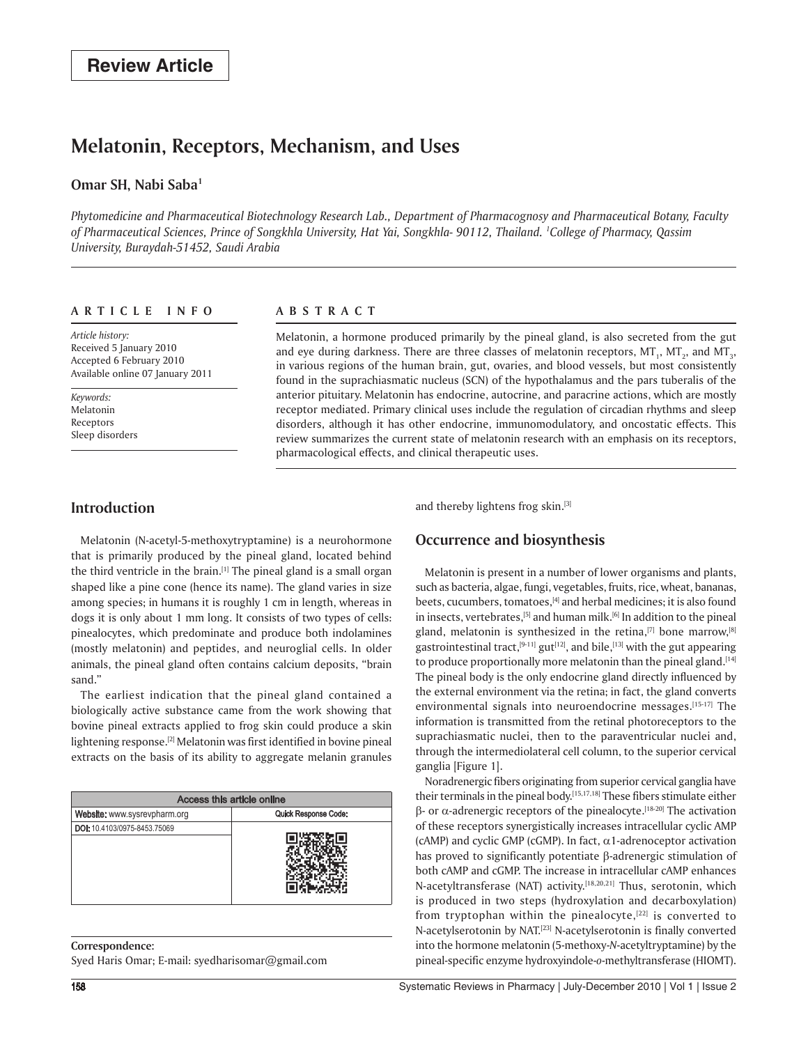**Review Article**

# Melatonin, Receptors, Mechanism, and Uses

**Omar SH, Nabi Saba[1]**

*Phytomedicine and Pharmaceutical Biotechnology Research Lab., Department of Pharmacognosy and Pharmaceutical Botany, Faculty of Pharmaceutical Sciences, Prince of Songkhla University, Hat Yai, Songkhla- 90112, Thailand. [1]College of Pharmacy, Qassim University, Buraydah-51452, Saudi Arabia*

**ARTICLE INFO**

*Article history:*
Received 5 January 2010
Accepted 6 February 2010
Available online 07 January 2011

*Keywords:*
Melatonin
Receptors
Sleep disorders

**ABSTRACT**

Melatonin, a hormone produced primarily by the pineal gland, is also secreted from the gut and eye during darkness. There are three classes of melatonin receptors, $MT_1$, $MT_2$, and $MT_3$, in various regions of the human brain, gut, ovaries, and blood vessels, but most consistently found in the suprachiasmatic nucleus (SCN) of the hypothalamus and the pars tuberalis of the anterior pituitary. Melatonin has endocrine, autocrine, and paracrine actions, which are mostly receptor mediated. Primary clinical uses include the regulation of circadian rhythms and sleep disorders, although it has other endocrine, immunomodulatory, and oncostatic effects. This review summarizes the current state of melatonin research with an emphasis on its receptors, pharmacological effects, and clinical therapeutic uses.

## Introduction

Melatonin (N-acetyl-5-methoxytryptamine) is a neurohormone that is primarily produced by the pineal gland, located behind the third ventricle in the brain.[1] The pineal gland is a small organ shaped like a pine cone (hence its name). The gland varies in size among species; in humans it is roughly 1 cm in length, whereas in dogs it is only about 1 mm long. It consists of two types of cells: pinealocytes, which predominate and produce both indolamines (mostly melatonin) and peptides, and neuroglial cells. In older animals, the pineal gland often contains calcium deposits, "brain sand."

The earliest indication that the pineal gland contained a biologically active substance came from the work showing that bovine pineal extracts applied to frog skin could produce a skin lightening response.[2] Melatonin was first identified in bovine pineal extracts on the basis of its ability to aggregate melanin granules and thereby lightens frog skin.[3]

| Access this article online | |
|---|---|
| Website: www.sysrevpharm.org | Quick Response Code: |
| DOI: 10.4103/0975-8453.75069 | |

**Correspondence:**
Syed Haris Omar; E-mail: syedharisomar@gmail.com

## Occurrence and biosynthesis

Melatonin is present in a number of lower organisms and plants, such as bacteria, algae, fungi, vegetables, fruits, rice, wheat, bananas, beets, cucumbers, tomatoes,[4] and herbal medicines; it is also found in insects, vertebrates,[5] and human milk.[6] In addition to the pineal gland, melatonin is synthesized in the retina,[7] bone marrow,[8] gastrointestinal tract,[9-11] gut[12], and bile,[13] with the gut appearing to produce proportionally more melatonin than the pineal gland.[14] The pineal body is the only endocrine gland directly influenced by the external environment via the retina; in fact, the gland converts environmental signals into neuroendocrine messages.[15-17] The information is transmitted from the retinal photoreceptors to the suprachiasmatic nuclei, then to the paraventricular nuclei and, through the intermediolateral cell column, to the superior cervical ganglia [Figure 1].

Noradrenergic fibers originating from superior cervical ganglia have their terminals in the pineal body.[15,17,18] These fibers stimulate either β- or α-adrenergic receptors of the pinealocyte.[18-20] The activation of these receptors synergistically increases intracellular cyclic AMP (cAMP) and cyclic GMP (cGMP). In fact, α1-adrenoceptor activation has proved to significantly potentiate β-adrenergic stimulation of both cAMP and cGMP. The increase in intracellular cAMP enhances N-acetyltransferase (NAT) activity.[18,20,21] Thus, serotonin, which is produced in two steps (hydroxylation and decarboxylation) from tryptophan within the pinealocyte,[22] is converted to N-acetylserotonin by NAT.[23] N-acetylserotonin is finally converted into the hormone melatonin (5-methoxy-*N*-acetyltryptamine) by the pineal-specific enzyme hydroxyindole-*o*-methyltransferase (HIOMT).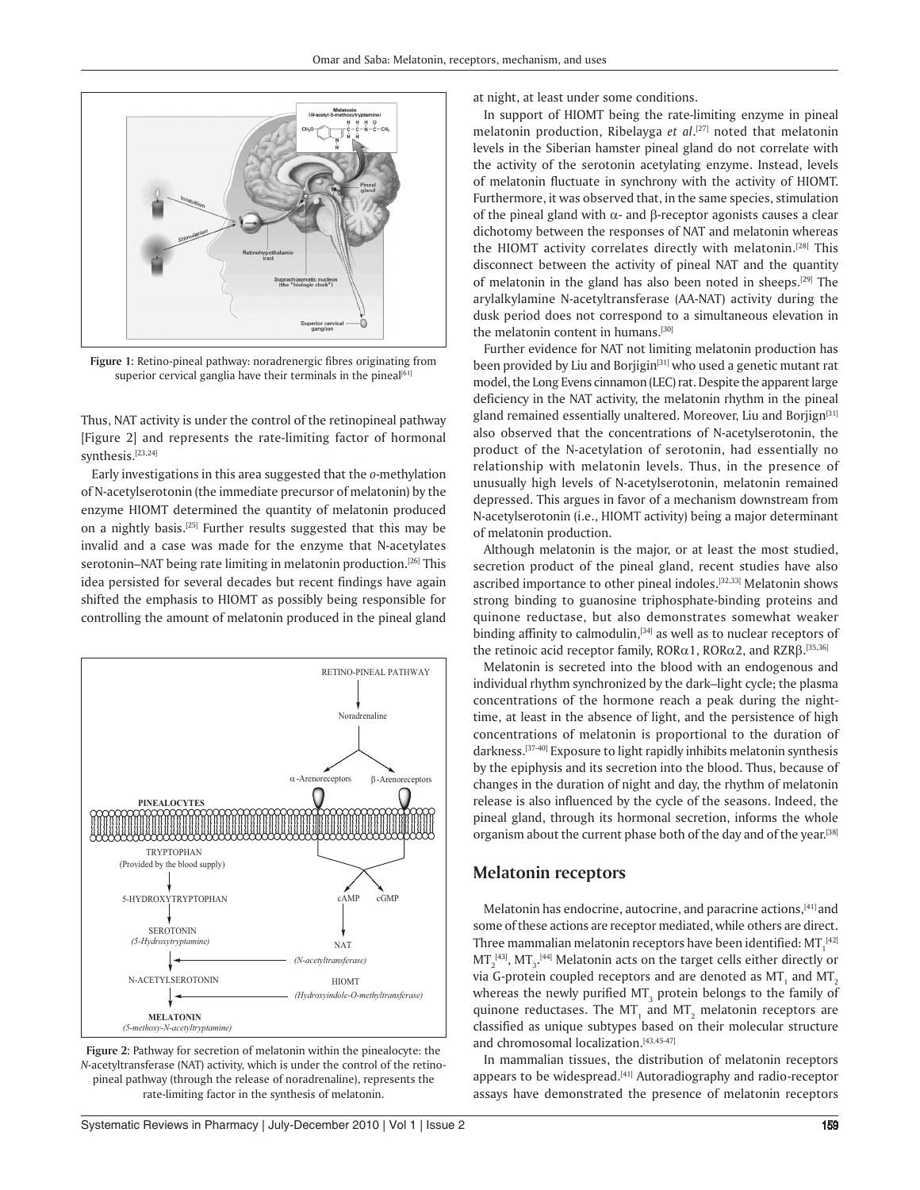Figure 1: Retino-pineal pathway: noradrenergic fibres originating from superior cervical ganglia have their terminals in the pineal[61]

Thus, NAT activity is under the control of the retinopineal pathway [Figure 2] and represents the rate-limiting factor of hormonal synthesis.[23,24]

Early investigations in this area suggested that the *o*-methylation of N-acetylserotonin (the immediate precursor of melatonin) by the enzyme HIOMT determined the quantity of melatonin produced on a nightly basis.[25] Further results suggested that this may be invalid and a case was made for the enzyme that N-acetylates serotonin–NAT being rate limiting in melatonin production.[26] This idea persisted for several decades but recent findings have again shifted the emphasis to HIOMT as possibly being responsible for controlling the amount of melatonin produced in the pineal gland at night, at least under some conditions.

Figure 2: Pathway for secretion of melatonin within the pinealocyte: the *N*-acetyltransferase (NAT) activity, which is under the control of the retino-pineal pathway (through the release of noradrenaline), represents the rate-limiting factor in the synthesis of melatonin.

In support of HIOMT being the rate-limiting enzyme in pineal melatonin production, Ribelayga *et al*.[27] noted that melatonin levels in the Siberian hamster pineal gland do not correlate with the activity of the serotonin acetylating enzyme. Instead, levels of melatonin fluctuate in synchrony with the activity of HIOMT. Furthermore, it was observed that, in the same species, stimulation of the pineal gland with α- and β-receptor agonists causes a clear dichotomy between the responses of NAT and melatonin whereas the HIOMT activity correlates directly with melatonin.[28] This disconnect between the activity of pineal NAT and the quantity of melatonin in the gland has also been noted in sheeps.[29] The arylalkylamine N-acetyltransferase (AA-NAT) activity during the dusk period does not correspond to a simultaneous elevation in the melatonin content in humans.[30]

Further evidence for NAT not limiting melatonin production has been provided by Liu and Borjigin[31] who used a genetic mutant rat model, the Long Evens cinnamon (LEC) rat. Despite the apparent large deficiency in the NAT activity, the melatonin rhythm in the pineal gland remained essentially unaltered. Moreover, Liu and Borjign[31] also observed that the concentrations of N-acetylserotonin, the product of the N-acetylation of serotonin, had essentially no relationship with melatonin levels. Thus, in the presence of unusually high levels of N-acetylserotonin, melatonin remained depressed. This argues in favor of a mechanism downstream from N-acetylserotonin (i.e., HIOMT activity) being a major determinant of melatonin production.

Although melatonin is the major, or at least the most studied, secretion product of the pineal gland, recent studies have also ascribed importance to other pineal indoles.[32,33] Melatonin shows strong binding to guanosine triphosphate-binding proteins and quinone reductase, but also demonstrates somewhat weaker binding affinity to calmodulin,[34] as well as to nuclear receptors of the retinoic acid receptor family, RORα1, RORα2, and RZRβ.[35,36]

Melatonin is secreted into the blood with an endogenous and individual rhythm synchronized by the dark–light cycle; the plasma concentrations of the hormone reach a peak during the night-time, at least in the absence of light, and the persistence of high concentrations of melatonin is proportional to the duration of darkness.[37-40] Exposure to light rapidly inhibits melatonin synthesis by the epiphysis and its secretion into the blood. Thus, because of changes in the duration of night and day, the rhythm of melatonin release is also influenced by the cycle of the seasons. Indeed, the pineal gland, through its hormonal secretion, informs the whole organism about the current phase both of the day and of the year.[38]

## Melatonin receptors

Melatonin has endocrine, autocrine, and paracrine actions,[41] and some of these actions are receptor mediated, while others are direct. Three mammalian melatonin receptors have been identified: $MT_1$[42] $MT_2$[43], $MT_3$.[44] Melatonin acts on the target cells either directly or via G-protein coupled receptors and are denoted as $MT_1$ and $MT_2$ whereas the newly purified $MT_3$ protein belongs to the family of quinone reductases. The $MT_1$ and $MT_2$ melatonin receptors are classified as unique subtypes based on their molecular structure and chromosomal localization.[43,45-47]

In mammalian tissues, the distribution of melatonin receptors appears to be widespread.[41] Autoradiography and radio-receptor assays have demonstrated the presence of melatonin receptors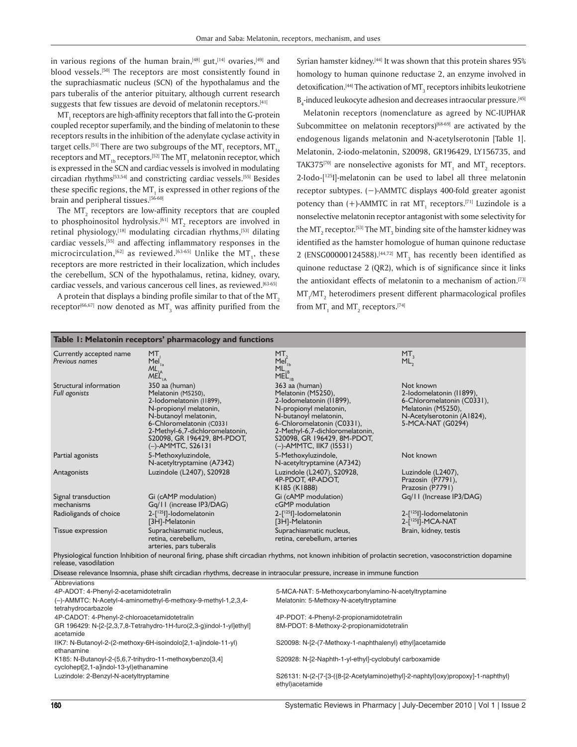in various regions of the human brain,[48] gut,[14] ovaries,[49] and blood vessels.[50] The receptors are most consistently found in the suprachiasmatic nucleus (SCN) of the hypothalamus and the pars tuberalis of the anterior pituitary, although current research suggests that few tissues are devoid of melatonin receptors.[41]

$MT_1$ receptors are high-affinity receptors that fall into the G-protein coupled receptor superfamily, and the binding of melatonin to these receptors results in the inhibition of the adenylate cyclase activity in target cells.[51] There are two subgroups of the $MT_1$ receptors, $MT_{1a}$ receptors and $MT_{1b}$ receptors.[52] The $MT_1$ melatonin receptor, which is expressed in the SCN and cardiac vessels is involved in modulating circadian rhythms[53,54] and constricting cardiac vessels.[55] Besides these specific regions, the $MT_1$ is expressed in other regions of the brain and peripheral tissues.[56-60]

The $MT_2$ receptors are low-affinity receptors that are coupled to phosphoinositol hydrolysis.[61] $MT_2$ receptors are involved in retinal physiology,[18] modulating circadian rhythms,[53] dilating cardiac vessels,[55] and affecting inflammatory responses in the microcirculation,[62] as reviewed.[63-65] Unlike the $MT_1$, these receptors are more restricted in their localization, which includes the cerebellum, SCN of the hypothalamus, retina, kidney, ovary, cardiac vessels, and various cancerous cell lines, as reviewed.[63-65]

A protein that displays a binding profile similar to that of the $MT_2$ receptor[66,67] now denoted as $MT_3$ was affinity purified from the Syrian hamster kidney.[44] It was shown that this protein shares 95% homology to human quinone reductase 2, an enzyme involved in detoxification.[44] The activation of $MT_3$ receptors inhibits leukotriene $B_4$-induced leukocyte adhesion and decreases intraocular pressure.[45]

Melatonin receptors (nomenclature as agreed by NC-IUPHAR Subcommittee on melatonin receptors)[68-69] are activated by the endogenous ligands melatonin and N-acetylserotonin [Table 1]. Melatonin, 2-iodo-melatonin, S20098, GR196429, LY156735, and TAK375[70] are nonselective agonists for $MT_1$ and $MT_2$ receptors. 2-Iodo-[125I]-melatonin can be used to label all three melatonin receptor subtypes. (−)-AMMTC displays 400-fold greater agonist potency than (+)-AMMTC in rat $MT_1$ receptors.[71] Luzindole is a nonselective melatonin receptor antagonist with some selectivity for the $MT_2$ receptor.[53] The $MT_3$ binding site of the hamster kidney was identified as the hamster homologue of human quinone reductase 2 (ENSG00000124588).[44,72] $MT_3$ has recently been identified as quinone reductase 2 (QR2), which is of significance since it links the antioxidant effects of melatonin to a mechanism of action.[73] $MT_1$/$MT_2$ heterodimers present different pharmacological profiles from $MT_1$ and $MT_2$ receptors.[74]

**Table 1: Melatonin receptors' pharmacology and functions**

| Currently accepted name *Previous names* | $MT_1$ $Mel_{1a}$ $ML_{1A}$ $MEL_{1A}$ | $MT_2$ $Mel_{1b}$ $ML_{1B}$ $MEL_{1B}$ | $MT_3$ $ML_2$ |
|---|---|---|---|
| Structural information *Full agonists* | 350 aa (human) Melatonin (M5250), 2-Iodomelatonin (I1899), N-propionyl melatonin, N-butanoyl melatonin, 6-Chloromelatonin (C0331 2-Methyl-6,7-dichloromelatonin, S20098, GR 196429, 8M-PDOT, (–)-AMMTC, S26131 | 363 aa (human) Melatonin (M5250), 2-Iodomelatonin (I1899), N-propionyl melatonin, N-butanoyl melatonin, 6-Chloromelatonin (C0331), 2-Methyl-6,7-dichloromelatonin, S20098, GR 196429, 8M-PDOT, (–)-AMMTC, IIK7 (I5531) | Not known 2-Iodomelatonin (I1899), 6-Chloromelatonin (C0331), Melatonin (M5250), N-Acetylserotonin (A1824), 5-MCA-NAT (G0294) |
| Partial agonists | 5-Methoxyluzindole, N-acetyltryptamine (A7342) | 5-Methoxyluzindole, N-acetyltryptamine (A7342) | Not known |
| Antagonists | Luzindole (L2407), S20928 | Luzindole (L2407), S20928, 4P-PDOT, 4P-ADOT, K185 (K1888) | Luzindole (L2407), Prazosin (P7791), Prazosin (P7791) |
| Signal transduction mechanisms | Gi (cAMP modulation) Gq/11 (increase IP3/DAG) | Gi (cAMP modulation) cGMP modulation | Gq/11 (Increase IP3/DAG) |
| Radioligands of choice | 2-[125I]-Iodomelatonin [3H]-Melatonin | 2-[125I]-Iodomelatonin [3H]-Melatonin | 2-[125I]-Iodomelatonin 2-[125I]-MCA-NAT |
| Tissue expression | Suprachiasmatic nucleus, retina, cerebellum, arteries, pars tuberalis | Suprachiasmatic nucleus, retina, cerebellum, arteries | Brain, kidney, testis |
| Physiological function Inhibition of neuronal firing, phase shift circadian rhythms, not known inhibition of prolactin secretion, vasoconstriction dopamine release, vasodilation | | | |
| Disease relevance Insomnia, phase shift circadian rhythms, decrease in intraocular pressure, increase in immune function | | | |

Abbreviations

4P-ADOT: 4-Phenyl-2-acetamidotetralin

(–)-AMMTC: N-Acetyl-4-aminomethyl-6-methoxy-9-methyl-1,2,3,4-tetrahydrocarbazole

4P-CADOT: 4-Phenyl-2-chloroacetamidotetralin

GR 196429: N-[2-[2,3,7,8-Tetrahydro-1H-furo(2,3-g)indol-1-yl]ethyl] acetamide

IIK7: N-Butanoyl-2-(2-methoxy-6H-isoindolo[2,1-a]indole-11-yl) ethanamine

K185: N-Butanoyl-2-(5,6,7-trihydro-11-methoxybenzo[3,4] cyclohept[2,1-a]indol-13-yl)ethanamine

Luzindole: 2-Benzyl-N-acetyltryptamine

5-MCA-NAT: 5-Methoxycarbonylamino-N-acetyltryptamine

Melatonin: 5-Methoxy-N-acetyltryptamine

4P-PDOT: 4-Phenyl-2-propionamidotetralin

8M-PDOT: 8-Methoxy-2-propionamidotetralin

S20098: N-[2-(7-Methoxy-1-naphthalenyl) ethyl]acetamide

S20928: N-[2-Naphth-1-yl-ethyl]-cyclobutyl carboxamide

S26131: N-(2-{7-[3-({8-[2-Acetylamino)ethyl]-2-naphtyl}oxy)propoxy]-1-naphthyl} ethyl)acetamide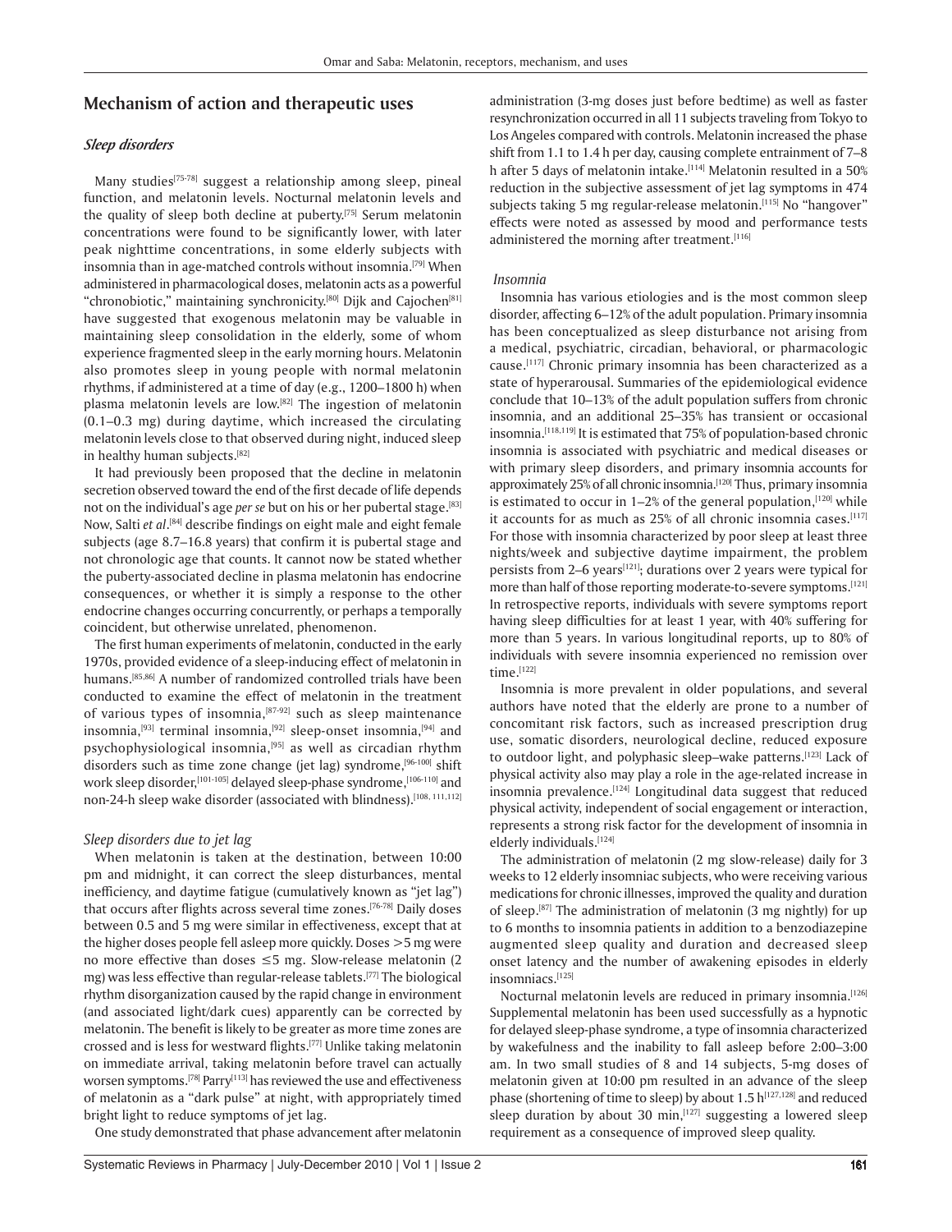## Mechanism of action and therapeutic uses

### *Sleep disorders*

Many studies[75-78] suggest a relationship among sleep, pineal function, and melatonin levels. Nocturnal melatonin levels and the quality of sleep both decline at puberty.[75] Serum melatonin concentrations were found to be significantly lower, with later peak nighttime concentrations, in some elderly subjects with insomnia than in age-matched controls without insomnia.[79] When administered in pharmacological doses, melatonin acts as a powerful "chronobiotic," maintaining synchronicity.[80] Dijk and Cajochen[81] have suggested that exogenous melatonin may be valuable in maintaining sleep consolidation in the elderly, some of whom experience fragmented sleep in the early morning hours. Melatonin also promotes sleep in young people with normal melatonin rhythms, if administered at a time of day (e.g., 1200–1800 h) when plasma melatonin levels are low.[82] The ingestion of melatonin (0.1–0.3 mg) during daytime, which increased the circulating melatonin levels close to that observed during night, induced sleep in healthy human subjects.[82]

It had previously been proposed that the decline in melatonin secretion observed toward the end of the first decade of life depends not on the individual's age *per se* but on his or her pubertal stage.[83] Now, Salti *et al*.[84] describe findings on eight male and eight female subjects (age 8.7–16.8 years) that confirm it is pubertal stage and not chronologic age that counts. It cannot now be stated whether the puberty-associated decline in plasma melatonin has endocrine consequences, or whether it is simply a response to the other endocrine changes occurring concurrently, or perhaps a temporally coincident, but otherwise unrelated, phenomenon.

The first human experiments of melatonin, conducted in the early 1970s, provided evidence of a sleep-inducing effect of melatonin in humans.[85,86] A number of randomized controlled trials have been conducted to examine the effect of melatonin in the treatment of various types of insomnia,[87-92] such as sleep maintenance insomnia,[93] terminal insomnia,[92] sleep-onset insomnia,[94] and psychophysiological insomnia,[95] as well as circadian rhythm disorders such as time zone change (jet lag) syndrome,[96-100] shift work sleep disorder,[101-105] delayed sleep-phase syndrome,[106-110] and non-24-h sleep wake disorder (associated with blindness).[108, 111,112]

#### *Sleep disorders due to jet lag*

When melatonin is taken at the destination, between 10:00 pm and midnight, it can correct the sleep disturbances, mental inefficiency, and daytime fatigue (cumulatively known as "jet lag") that occurs after flights across several time zones.[76-78] Daily doses between 0.5 and 5 mg were similar in effectiveness, except that at the higher doses people fell asleep more quickly. Doses >5 mg were no more effective than doses ≤5 mg. Slow-release melatonin (2 mg) was less effective than regular-release tablets.[77] The biological rhythm disorganization caused by the rapid change in environment (and associated light/dark cues) apparently can be corrected by melatonin. The benefit is likely to be greater as more time zones are crossed and is less for westward flights.[77] Unlike taking melatonin on immediate arrival, taking melatonin before travel can actually worsen symptoms.[78] Parry[113] has reviewed the use and effectiveness of melatonin as a "dark pulse" at night, with appropriately timed bright light to reduce symptoms of jet lag.

One study demonstrated that phase advancement after melatonin administration (3-mg doses just before bedtime) as well as faster resynchronization occurred in all 11 subjects traveling from Tokyo to Los Angeles compared with controls. Melatonin increased the phase shift from 1.1 to 1.4 h per day, causing complete entrainment of 7–8 h after 5 days of melatonin intake.[114] Melatonin resulted in a 50% reduction in the subjective assessment of jet lag symptoms in 474 subjects taking 5 mg regular-release melatonin.[115] No "hangover" effects were noted as assessed by mood and performance tests administered the morning after treatment.[116]

#### *Insomnia*

Insomnia has various etiologies and is the most common sleep disorder, affecting 6–12% of the adult population. Primary insomnia has been conceptualized as sleep disturbance not arising from a medical, psychiatric, circadian, behavioral, or pharmacologic cause.[117] Chronic primary insomnia has been characterized as a state of hyperarousal. Summaries of the epidemiological evidence conclude that 10–13% of the adult population suffers from chronic insomnia, and an additional 25–35% has transient or occasional insomnia.[118,119] It is estimated that 75% of population-based chronic insomnia is associated with psychiatric and medical diseases or with primary sleep disorders, and primary insomnia accounts for approximately 25% of all chronic insomnia.[120] Thus, primary insomnia is estimated to occur in 1–2% of the general population,[120] while it accounts for as much as 25% of all chronic insomnia cases.[117] For those with insomnia characterized by poor sleep at least three nights/week and subjective daytime impairment, the problem persists from 2–6 years[121]; durations over 2 years were typical for more than half of those reporting moderate-to-severe symptoms.[121] In retrospective reports, individuals with severe symptoms report having sleep difficulties for at least 1 year, with 40% suffering for more than 5 years. In various longitudinal reports, up to 80% of individuals with severe insomnia experienced no remission over time.[122]

Insomnia is more prevalent in older populations, and several authors have noted that the elderly are prone to a number of concomitant risk factors, such as increased prescription drug use, somatic disorders, neurological decline, reduced exposure to outdoor light, and polyphasic sleep–wake patterns.[123] Lack of physical activity also may play a role in the age-related increase in insomnia prevalence.[124] Longitudinal data suggest that reduced physical activity, independent of social engagement or interaction, represents a strong risk factor for the development of insomnia in elderly individuals.[124]

The administration of melatonin (2 mg slow-release) daily for 3 weeks to 12 elderly insomniac subjects, who were receiving various medications for chronic illnesses, improved the quality and duration of sleep.[87] The administration of melatonin (3 mg nightly) for up to 6 months to insomnia patients in addition to a benzodiazepine augmented sleep quality and duration and decreased sleep onset latency and the number of awakening episodes in elderly insomniacs.[125]

Nocturnal melatonin levels are reduced in primary insomnia.[126] Supplemental melatonin has been used successfully as a hypnotic for delayed sleep-phase syndrome, a type of insomnia characterized by wakefulness and the inability to fall asleep before 2:00–3:00 am. In two small studies of 8 and 14 subjects, 5-mg doses of melatonin given at 10:00 pm resulted in an advance of the sleep phase (shortening of time to sleep) by about 1.5 h[127,128] and reduced sleep duration by about 30 min,[127] suggesting a lowered sleep requirement as a consequence of improved sleep quality.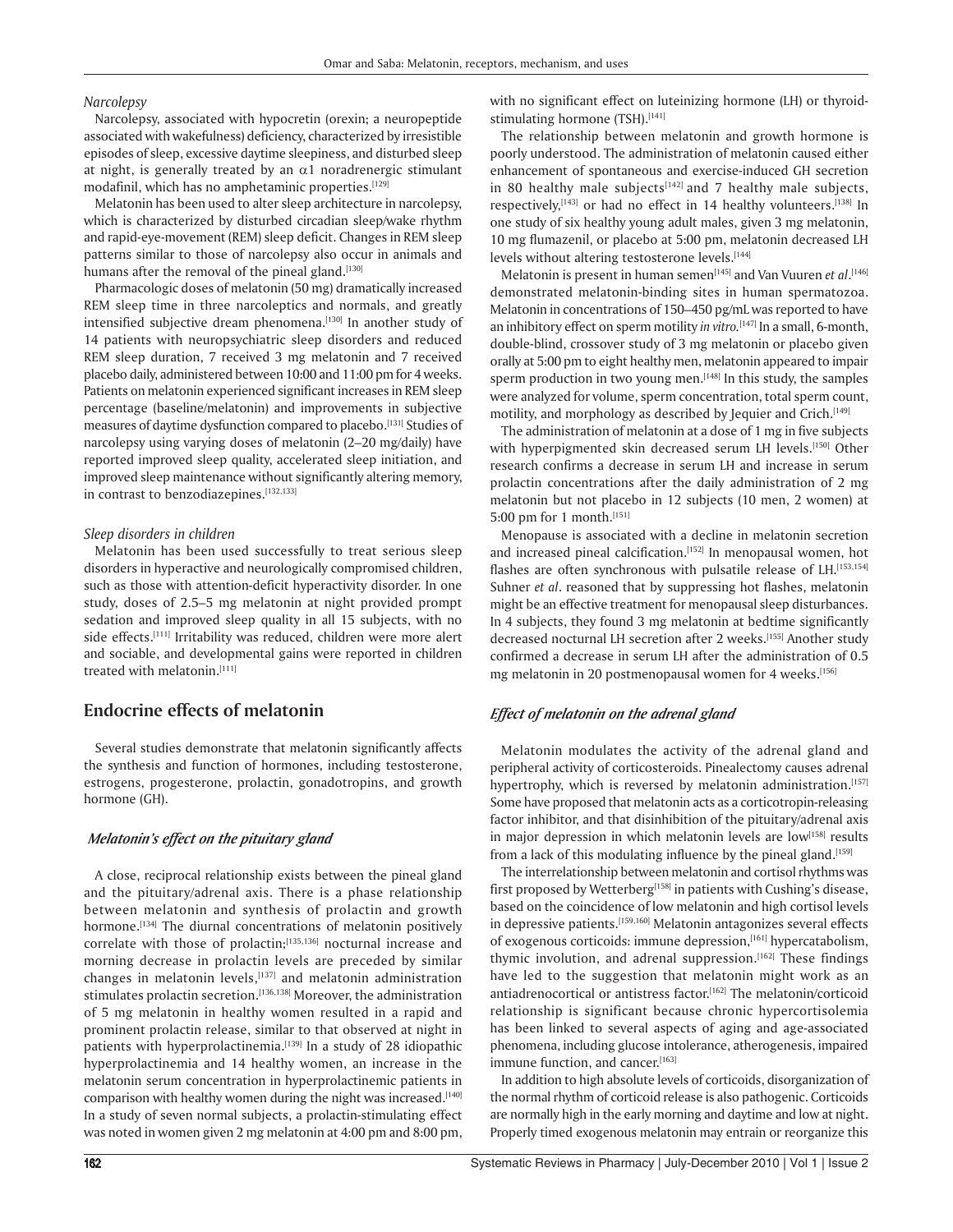*Narcolepsy*

Narcolepsy, associated with hypocretin (orexin; a neuropeptide associated with wakefulness) deficiency, characterized by irresistible episodes of sleep, excessive daytime sleepiness, and disturbed sleep at night, is generally treated by an $\alpha 1$ noradrenergic stimulant modafinil, which has no amphetaminic properties.[129]

Melatonin has been used to alter sleep architecture in narcolepsy, which is characterized by disturbed circadian sleep/wake rhythm and rapid-eye-movement (REM) sleep deficit. Changes in REM sleep patterns similar to those of narcolepsy also occur in animals and humans after the removal of the pineal gland.[130]

Pharmacologic doses of melatonin (50 mg) dramatically increased REM sleep time in three narcoleptics and normals, and greatly intensified subjective dream phenomena.[130] In another study of 14 patients with neuropsychiatric sleep disorders and reduced REM sleep duration, 7 received 3 mg melatonin and 7 received placebo daily, administered between 10:00 and 11:00 pm for 4 weeks. Patients on melatonin experienced significant increases in REM sleep percentage (baseline/melatonin) and improvements in subjective measures of daytime dysfunction compared to placebo.[131] Studies of narcolepsy using varying doses of melatonin (2–20 mg/daily) have reported improved sleep quality, accelerated sleep initiation, and improved sleep maintenance without significantly altering memory, in contrast to benzodiazepines.[132,133]

*Sleep disorders in children*

Melatonin has been used successfully to treat serious sleep disorders in hyperactive and neurologically compromised children, such as those with attention-deficit hyperactivity disorder. In one study, doses of 2.5–5 mg melatonin at night provided prompt sedation and improved sleep quality in all 15 subjects, with no side effects.[111] Irritability was reduced, children were more alert and sociable, and developmental gains were reported in children treated with melatonin.[111]

## Endocrine effects of melatonin

Several studies demonstrate that melatonin significantly affects the synthesis and function of hormones, including testosterone, estrogens, progesterone, prolactin, gonadotropins, and growth hormone (GH).

### *Melatonin's effect on the pituitary gland*

A close, reciprocal relationship exists between the pineal gland and the pituitary/adrenal axis. There is a phase relationship between melatonin and synthesis of prolactin and growth hormone.[134] The diurnal concentrations of melatonin positively correlate with those of prolactin;[135,136] nocturnal increase and morning decrease in prolactin levels are preceded by similar changes in melatonin levels,[137] and melatonin administration stimulates prolactin secretion.[136,138] Moreover, the administration of 5 mg melatonin in healthy women resulted in a rapid and prominent prolactin release, similar to that observed at night in patients with hyperprolactinemia.[139] In a study of 28 idiopathic hyperprolactinemia and 14 healthy women, an increase in the melatonin serum concentration in hyperprolactinemic patients in comparison with healthy women during the night was increased.[140] In a study of seven normal subjects, a prolactin-stimulating effect was noted in women given 2 mg melatonin at 4:00 pm and 8:00 pm, with no significant effect on luteinizing hormone (LH) or thyroid-stimulating hormone (TSH).[141]

The relationship between melatonin and growth hormone is poorly understood. The administration of melatonin caused either enhancement of spontaneous and exercise-induced GH secretion in 80 healthy male subjects[142] and 7 healthy male subjects, respectively,[143] or had no effect in 14 healthy volunteers.[138] In one study of six healthy young adult males, given 3 mg melatonin, 10 mg flumazenil, or placebo at 5:00 pm, melatonin decreased LH levels without altering testosterone levels.[144]

Melatonin is present in human semen[145] and Van Vuuren *et al*.[146] demonstrated melatonin-binding sites in human spermatozoa. Melatonin in concentrations of 150–450 pg/mL was reported to have an inhibitory effect on sperm motility *in vitro*.[147] In a small, 6-month, double-blind, crossover study of 3 mg melatonin or placebo given orally at 5:00 pm to eight healthy men, melatonin appeared to impair sperm production in two young men.[148] In this study, the samples were analyzed for volume, sperm concentration, total sperm count, motility, and morphology as described by Jequier and Crich.[149]

The administration of melatonin at a dose of 1 mg in five subjects with hyperpigmented skin decreased serum LH levels.[150] Other research confirms a decrease in serum LH and increase in serum prolactin concentrations after the daily administration of 2 mg melatonin but not placebo in 12 subjects (10 men, 2 women) at 5:00 pm for 1 month.[151]

Menopause is associated with a decline in melatonin secretion and increased pineal calcification.[152] In menopausal women, hot flashes are often synchronous with pulsatile release of LH.[153,154] Suhner *et al*. reasoned that by suppressing hot flashes, melatonin might be an effective treatment for menopausal sleep disturbances. In 4 subjects, they found 3 mg melatonin at bedtime significantly decreased nocturnal LH secretion after 2 weeks.[155] Another study confirmed a decrease in serum LH after the administration of 0.5 mg melatonin in 20 postmenopausal women for 4 weeks.[156]

### *Effect of melatonin on the adrenal gland*

Melatonin modulates the activity of the adrenal gland and peripheral activity of corticosteroids. Pinealectomy causes adrenal hypertrophy, which is reversed by melatonin administration.[157] Some have proposed that melatonin acts as a corticotropin-releasing factor inhibitor, and that disinhibition of the pituitary/adrenal axis in major depression in which melatonin levels are low[158] results from a lack of this modulating influence by the pineal gland.[159]

The interrelationship between melatonin and cortisol rhythms was first proposed by Wetterberg[158] in patients with Cushing's disease, based on the coincidence of low melatonin and high cortisol levels in depressive patients.[159,160] Melatonin antagonizes several effects of exogenous corticoids: immune depression,[161] hypercatabolism, thymic involution, and adrenal suppression.[162] These findings have led to the suggestion that melatonin might work as an antiadrenocortical or antistress factor.[162] The melatonin/corticoid relationship is significant because chronic hypercortisolemia has been linked to several aspects of aging and age-associated phenomena, including glucose intolerance, atherogenesis, impaired immune function, and cancer.[163]

In addition to high absolute levels of corticoids, disorganization of the normal rhythm of corticoid release is also pathogenic. Corticoids are normally high in the early morning and daytime and low at night. Properly timed exogenous melatonin may entrain or reorganize this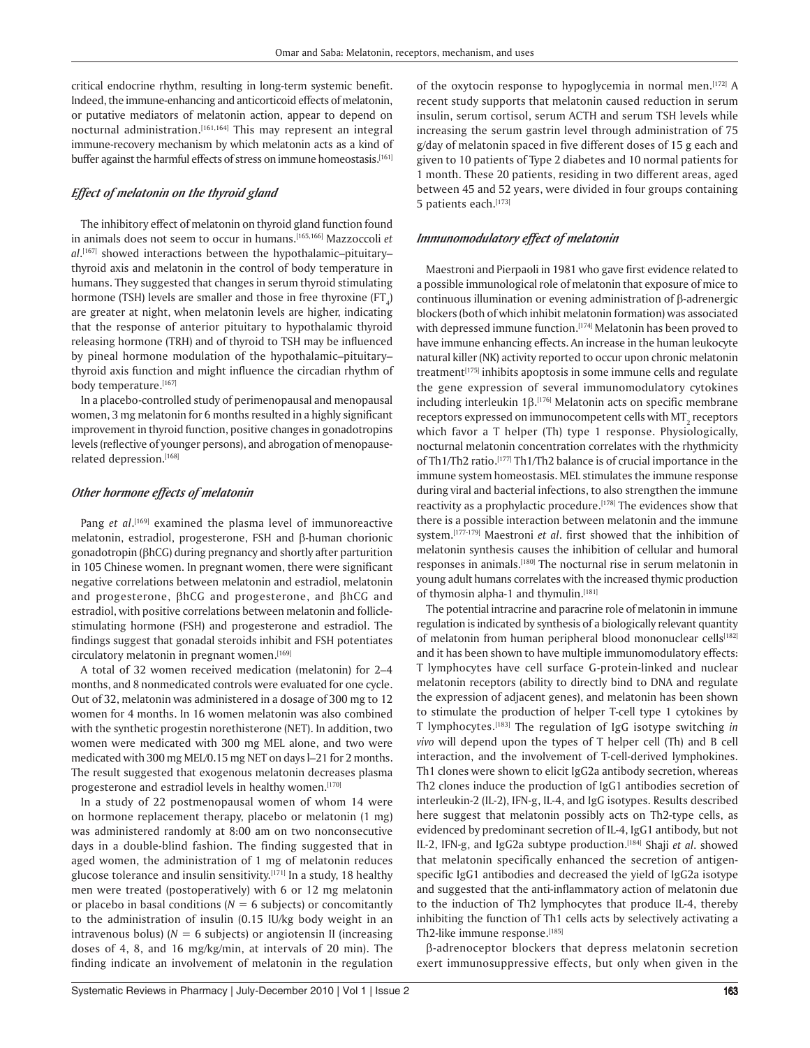critical endocrine rhythm, resulting in long-term systemic benefit. Indeed, the immune-enhancing and anticorticoid effects of melatonin, or putative mediators of melatonin action, appear to depend on nocturnal administration.[161,164] This may represent an integral immune-recovery mechanism by which melatonin acts as a kind of buffer against the harmful effects of stress on immune homeostasis.[161]

### *Effect of melatonin on the thyroid gland*

The inhibitory effect of melatonin on thyroid gland function found in animals does not seem to occur in humans.[165,166] Mazzoccoli *et al*.[167] showed interactions between the hypothalamic–pituitary–thyroid axis and melatonin in the control of body temperature in humans. They suggested that changes in serum thyroid stimulating hormone (TSH) levels are smaller and those in free thyroxine ($FT_4$) are greater at night, when melatonin levels are higher, indicating that the response of anterior pituitary to hypothalamic thyroid releasing hormone (TRH) and of thyroid to TSH may be influenced by pineal hormone modulation of the hypothalamic–pituitary–thyroid axis function and might influence the circadian rhythm of body temperature.[167]

In a placebo-controlled study of perimenopausal and menopausal women, 3 mg melatonin for 6 months resulted in a highly significant improvement in thyroid function, positive changes in gonadotropins levels (reflective of younger persons), and abrogation of menopause-related depression.[168]

### *Other hormone effects of melatonin*

Pang *et al*.[169] examined the plasma level of immunoreactive melatonin, estradiol, progesterone, FSH and β-human chorionic gonadotropin (βhCG) during pregnancy and shortly after parturition in 105 Chinese women. In pregnant women, there were significant negative correlations between melatonin and estradiol, melatonin and progesterone, βhCG and progesterone, and βhCG and estradiol, with positive correlations between melatonin and follicle-stimulating hormone (FSH) and progesterone and estradiol. The findings suggest that gonadal steroids inhibit and FSH potentiates circulatory melatonin in pregnant women.[169]

A total of 32 women received medication (melatonin) for 2–4 months, and 8 nonmedicated controls were evaluated for one cycle. Out of 32, melatonin was administered in a dosage of 300 mg to 12 women for 4 months. In 16 women melatonin was also combined with the synthetic progestin norethisterone (NET). In addition, two women were medicated with 300 mg MEL alone, and two were medicated with 300 mg MEL/0.15 mg NET on days l–21 for 2 months. The result suggested that exogenous melatonin decreases plasma progesterone and estradiol levels in healthy women.[170]

In a study of 22 postmenopausal women of whom 14 were on hormone replacement therapy, placebo or melatonin (1 mg) was administered randomly at 8:00 am on two nonconsecutive days in a double-blind fashion. The finding suggested that in aged women, the administration of 1 mg of melatonin reduces glucose tolerance and insulin sensitivity.[171] In a study, 18 healthy men were treated (postoperatively) with 6 or 12 mg melatonin or placebo in basal conditions ($N = 6$ subjects) or concomitantly to the administration of insulin (0.15 IU/kg body weight in an intravenous bolus) ($N = 6$ subjects) or angiotensin II (increasing doses of 4, 8, and 16 mg/kg/min, at intervals of 20 min). The finding indicate an involvement of melatonin in the regulation of the oxytocin response to hypoglycemia in normal men.[172] A recent study supports that melatonin caused reduction in serum insulin, serum cortisol, serum ACTH and serum TSH levels while increasing the serum gastrin level through administration of 75 g/day of melatonin spaced in five different doses of 15 g each and given to 10 patients of Type 2 diabetes and 10 normal patients for 1 month. These 20 patients, residing in two different areas, aged between 45 and 52 years, were divided in four groups containing 5 patients each.[173]

### *Immunomodulatory effect of melatonin*

Maestroni and Pierpaoli in 1981 who gave first evidence related to a possible immunological role of melatonin that exposure of mice to continuous illumination or evening administration of β-adrenergic blockers (both of which inhibit melatonin formation) was associated with depressed immune function.[174] Melatonin has been proved to have immune enhancing effects. An increase in the human leukocyte natural killer (NK) activity reported to occur upon chronic melatonin treatment[175] inhibits apoptosis in some immune cells and regulate the gene expression of several immunomodulatory cytokines including interleukin 1β.[176] Melatonin acts on specific membrane receptors expressed on immunocompetent cells with $MT_2$ receptors which favor a T helper (Th) type 1 response. Physiologically, nocturnal melatonin concentration correlates with the rhythmicity of Th1/Th2 ratio.[177] Th1/Th2 balance is of crucial importance in the immune system homeostasis. MEL stimulates the immune response during viral and bacterial infections, to also strengthen the immune reactivity as a prophylactic procedure.[178] The evidences show that there is a possible interaction between melatonin and the immune system.[177-179] Maestroni *et al*. first showed that the inhibition of melatonin synthesis causes the inhibition of cellular and humoral responses in animals.[180] The nocturnal rise in serum melatonin in young adult humans correlates with the increased thymic production of thymosin alpha-1 and thymulin.[181]

The potential intracrine and paracrine role of melatonin in immune regulation is indicated by synthesis of a biologically relevant quantity of melatonin from human peripheral blood mononuclear cells[182] and it has been shown to have multiple immunomodulatory effects: T lymphocytes have cell surface G-protein-linked and nuclear melatonin receptors (ability to directly bind to DNA and regulate the expression of adjacent genes), and melatonin has been shown to stimulate the production of helper T-cell type 1 cytokines by T lymphocytes.[183] The regulation of IgG isotype switching *in vivo* will depend upon the types of T helper cell (Th) and B cell interaction, and the involvement of T-cell-derived lymphokines. Th1 clones were shown to elicit IgG2a antibody secretion, whereas Th2 clones induce the production of IgG1 antibodies secretion of interleukin-2 (IL-2), IFN-g, IL-4, and IgG isotypes. Results described here suggest that melatonin possibly acts on Th2-type cells, as evidenced by predominant secretion of IL-4, IgG1 antibody, but not IL-2, IFN-g, and IgG2a subtype production.[184] Shaji *et al*. showed that melatonin specifically enhanced the secretion of antigen-specific IgG1 antibodies and decreased the yield of IgG2a isotype and suggested that the anti-inflammatory action of melatonin due to the induction of Th2 lymphocytes that produce IL-4, thereby inhibiting the function of Th1 cells acts by selectively activating a Th2-like immune response.[185]

β-adrenoceptor blockers that depress melatonin secretion exert immunosuppressive effects, but only when given in the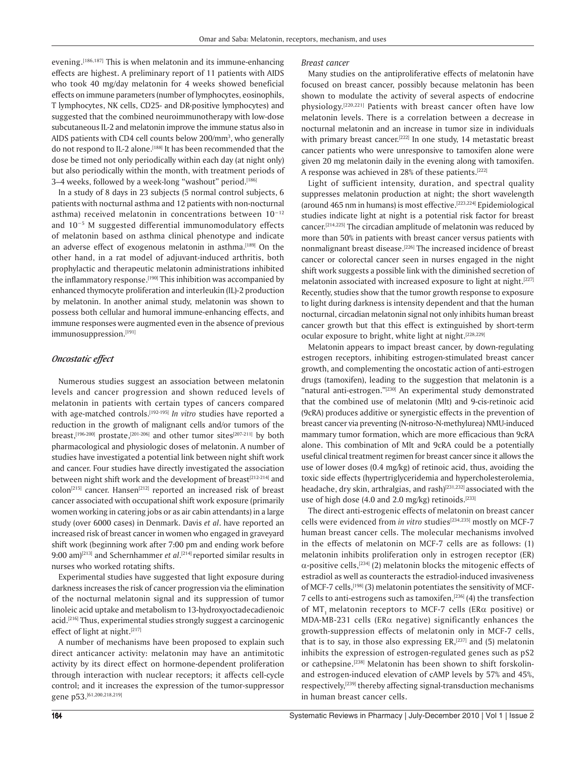evening.[186,187] This is when melatonin and its immune-enhancing effects are highest. A preliminary report of 11 patients with AIDS who took 40 mg/day melatonin for 4 weeks showed beneficial effects on immune parameters (number of lymphocytes, eosinophils, T lymphocytes, NK cells, CD25- and DR-positive lymphocytes) and suggested that the combined neuroimmunotherapy with low-dose subcutaneous IL-2 and melatonin improve the immune status also in AIDS patients with CD4 cell counts below 200/mm$^3$, who generally do not respond to IL-2 alone.[188] It has been recommended that the dose be timed not only periodically within each day (at night only) but also periodically within the month, with treatment periods of 3–4 weeks, followed by a week-long "washout" period.[186]

In a study of 8 days in 23 subjects (5 normal control subjects, 6 patients with nocturnal asthma and 12 patients with non-nocturnal asthma) received melatonin in concentrations between $10^{-12}$ and $10^{-5}$ M suggested differential immunomodulatory effects of melatonin based on asthma clinical phenotype and indicate an adverse effect of exogenous melatonin in asthma.[189] On the other hand, in a rat model of adjuvant-induced arthritis, both prophylactic and therapeutic melatonin administrations inhibited the inflammatory response.[190] This inhibition was accompanied by enhanced thymocyte proliferation and interleukin (IL)-2 production by melatonin. In another animal study, melatonin was shown to possess both cellular and humoral immune-enhancing effects, and immune responses were augmented even in the absence of previous immunosuppression.[191]

### *Oncostatic effect*

Numerous studies suggest an association between melatonin levels and cancer progression and shown reduced levels of melatonin in patients with certain types of cancers compared with age-matched controls.[192-195] *In vitro* studies have reported a reduction in the growth of malignant cells and/or tumors of the breast,[196-200] prostate,[201-206] and other tumor sites[207-211] by both pharmacological and physiologic doses of melatonin. A number of studies have investigated a potential link between night shift work and cancer. Four studies have directly investigated the association between night shift work and the development of breast[212-214] and colon[215] cancer. Hansen[212] reported an increased risk of breast cancer associated with occupational shift work exposure (primarily women working in catering jobs or as air cabin attendants) in a large study (over 6000 cases) in Denmark. Davis *et al*. have reported an increased risk of breast cancer in women who engaged in graveyard shift work (beginning work after 7:00 pm and ending work before 9:00 am)[213] and Schernhammer *et al*.[214] reported similar results in nurses who worked rotating shifts.

Experimental studies have suggested that light exposure during darkness increases the risk of cancer progression via the elimination of the nocturnal melatonin signal and its suppression of tumor linoleic acid uptake and metabolism to 13-hydroxyoctadecadienoic acid.[216] Thus, experimental studies strongly suggest a carcinogenic effect of light at night.[217]

A number of mechanisms have been proposed to explain such direct anticancer activity: melatonin may have an antimitotic activity by its direct effect on hormone-dependent proliferation through interaction with nuclear receptors; it affects cell-cycle control; and it increases the expression of the tumor-suppressor gene p53.[61,200,218,219]

#### *Breast cancer*

Many studies on the antiproliferative effects of melatonin have focused on breast cancer, possibly because melatonin has been shown to modulate the activity of several aspects of endocrine physiology.[220,221] Patients with breast cancer often have low melatonin levels. There is a correlation between a decrease in nocturnal melatonin and an increase in tumor size in individuals with primary breast cancer.[222] In one study, 14 metastatic breast cancer patients who were unresponsive to tamoxifen alone were given 20 mg melatonin daily in the evening along with tamoxifen. A response was achieved in 28% of these patients.[222]

Light of sufficient intensity, duration, and spectral quality suppresses melatonin production at night; the short wavelength (around 465 nm in humans) is most effective.[223,224] Epidemiological studies indicate light at night is a potential risk factor for breast cancer.[214,225] The circadian amplitude of melatonin was reduced by more than 50% in patients with breast cancer versus patients with nonmalignant breast disease.[226] The increased incidence of breast cancer or colorectal cancer seen in nurses engaged in the night shift work suggests a possible link with the diminished secretion of melatonin associated with increased exposure to light at night.[227] Recently, studies show that the tumor growth response to exposure to light during darkness is intensity dependent and that the human nocturnal, circadian melatonin signal not only inhibits human breast cancer growth but that this effect is extinguished by short-term ocular exposure to bright, white light at night.[228,229]

Melatonin appears to impact breast cancer, by down-regulating estrogen receptors, inhibiting estrogen-stimulated breast cancer growth, and complementing the oncostatic action of anti-estrogen drugs (tamoxifen), leading to the suggestion that melatonin is a "natural anti-estrogen."[230] An experimental study demonstrated that the combined use of melatonin (Mlt) and 9-cis-retinoic acid (9cRA) produces additive or synergistic effects in the prevention of breast cancer via preventing (N-nitroso-N-methylurea) NMU-induced mammary tumor formation, which are more efficacious than 9cRA alone. This combination of Mlt and 9cRA could be a potentially useful clinical treatment regimen for breast cancer since it allows the use of lower doses (0.4 mg/kg) of retinoic acid, thus, avoiding the toxic side effects (hypertriglyceridemia and hypercholesterolemia, headache, dry skin, arthralgias, and rash)[231,232] associated with the use of high dose (4.0 and 2.0 mg/kg) retinoids.[233]

The direct anti-estrogenic effects of melatonin on breast cancer cells were evidenced from *in vitro* studies[234,235] mostly on MCF-7 human breast cancer cells. The molecular mechanisms involved in the effects of melatonin on MCF-7 cells are as follows: (1) melatonin inhibits proliferation only in estrogen receptor (ER) $\alpha$-positive cells,[234] (2) melatonin blocks the mitogenic effects of estradiol as well as counteracts the estradiol-induced invasiveness of MCF-7 cells,[198] (3) melatonin potentiates the sensitivity of MCF-7 cells to anti-estrogens such as tamoxifen,[236] (4) the transfection of $MT_1$ melatonin receptors to MCF-7 cells (ER$\alpha$ positive) or MDA-MB-231 cells (ER$\alpha$ negative) significantly enhances the growth-suppression effects of melatonin only in MCF-7 cells, that is to say, in those also expressing ER,[237] and (5) melatonin inhibits the expression of estrogen-regulated genes such as pS2 or cathepsine.[238] Melatonin has been shown to shift forskolin- and estrogen-induced elevation of cAMP levels by 57% and 45%, respectively,[239] thereby affecting signal-transduction mechanisms in human breast cancer cells.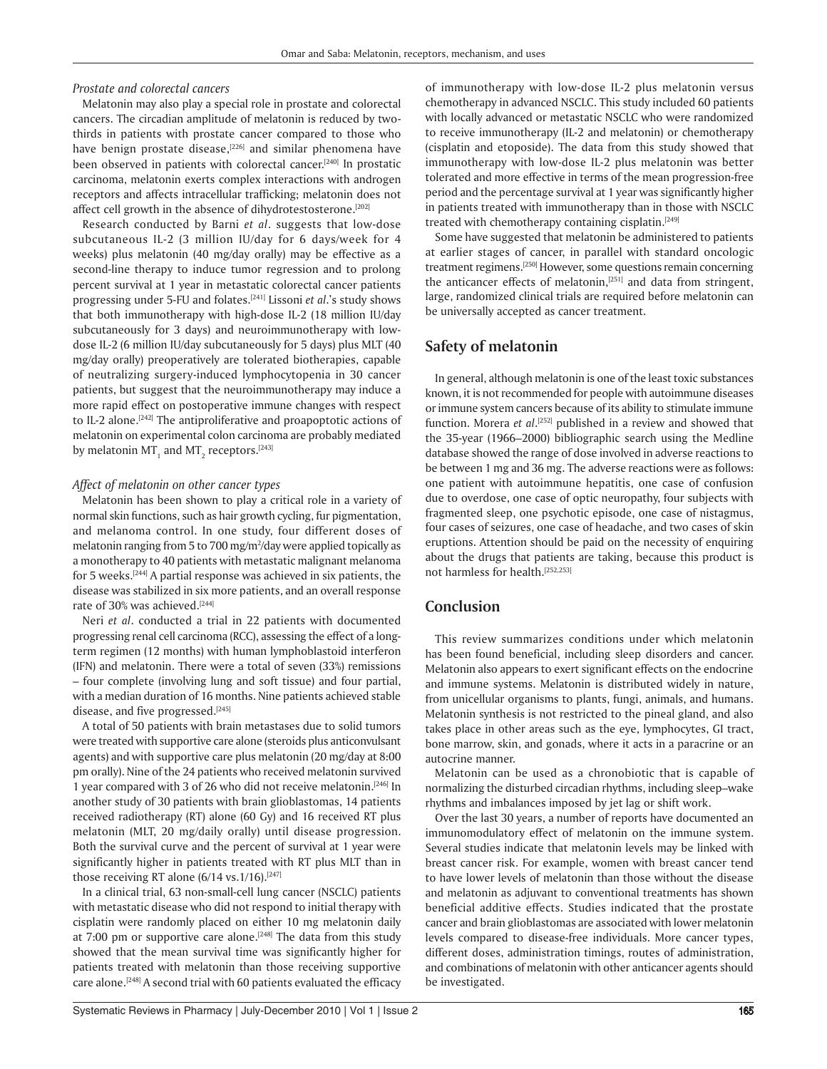*Prostate and colorectal cancers*

Melatonin may also play a special role in prostate and colorectal cancers. The circadian amplitude of melatonin is reduced by two-thirds in patients with prostate cancer compared to those who have benign prostate disease,[226] and similar phenomena have been observed in patients with colorectal cancer.[240] In prostatic carcinoma, melatonin exerts complex interactions with androgen receptors and affects intracellular trafficking; melatonin does not affect cell growth in the absence of dihydrotestosterone.[202]

Research conducted by Barni *et al*. suggests that low-dose subcutaneous IL-2 (3 million IU/day for 6 days/week for 4 weeks) plus melatonin (40 mg/day orally) may be effective as a second-line therapy to induce tumor regression and to prolong percent survival at 1 year in metastatic colorectal cancer patients progressing under 5-FU and folates.[241] Lissoni *et al*.'s study shows that both immunotherapy with high-dose IL-2 (18 million IU/day subcutaneously for 3 days) and neuroimmunotherapy with low-dose IL-2 (6 million IU/day subcutaneously for 5 days) plus MLT (40 mg/day orally) preoperatively are tolerated biotherapies, capable of neutralizing surgery-induced lymphocytopenia in 30 cancer patients, but suggest that the neuroimmunotherapy may induce a more rapid effect on postoperative immune changes with respect to IL-2 alone.[242] The antiproliferative and proapoptotic actions of melatonin on experimental colon carcinoma are probably mediated by melatonin $MT_1$ and $MT_2$ receptors.[243]

*Affect of melatonin on other cancer types*

Melatonin has been shown to play a critical role in a variety of normal skin functions, such as hair growth cycling, fur pigmentation, and melanoma control. In one study, four different doses of melatonin ranging from 5 to 700 mg/m$^2$/day were applied topically as a monotherapy to 40 patients with metastatic malignant melanoma for 5 weeks.[244] A partial response was achieved in six patients, the disease was stabilized in six more patients, and an overall response rate of 30% was achieved.[244]

Neri *et al*. conducted a trial in 22 patients with documented progressing renal cell carcinoma (RCC), assessing the effect of a long-term regimen (12 months) with human lymphoblastoid interferon (IFN) and melatonin. There were a total of seven (33%) remissions – four complete (involving lung and soft tissue) and four partial, with a median duration of 16 months. Nine patients achieved stable disease, and five progressed.[245]

A total of 50 patients with brain metastases due to solid tumors were treated with supportive care alone (steroids plus anticonvulsant agents) and with supportive care plus melatonin (20 mg/day at 8:00 pm orally). Nine of the 24 patients who received melatonin survived 1 year compared with 3 of 26 who did not receive melatonin.[246] In another study of 30 patients with brain glioblastomas, 14 patients received radiotherapy (RT) alone (60 Gy) and 16 received RT plus melatonin (MLT, 20 mg/daily orally) until disease progression. Both the survival curve and the percent of survival at 1 year were significantly higher in patients treated with RT plus MLT than in those receiving RT alone (6/14 vs.1/16).[247]

In a clinical trial, 63 non-small-cell lung cancer (NSCLC) patients with metastatic disease who did not respond to initial therapy with cisplatin were randomly placed on either 10 mg melatonin daily at 7:00 pm or supportive care alone.[248] The data from this study showed that the mean survival time was significantly higher for patients treated with melatonin than those receiving supportive care alone.[248] A second trial with 60 patients evaluated the efficacy of immunotherapy with low-dose IL-2 plus melatonin versus chemotherapy in advanced NSCLC. This study included 60 patients with locally advanced or metastatic NSCLC who were randomized to receive immunotherapy (IL-2 and melatonin) or chemotherapy (cisplatin and etoposide). The data from this study showed that immunotherapy with low-dose IL-2 plus melatonin was better tolerated and more effective in terms of the mean progression-free period and the percentage survival at 1 year was significantly higher in patients treated with immunotherapy than in those with NSCLC treated with chemotherapy containing cisplatin.[249]

Some have suggested that melatonin be administered to patients at earlier stages of cancer, in parallel with standard oncologic treatment regimens.[250] However, some questions remain concerning the anticancer effects of melatonin,[251] and data from stringent, large, randomized clinical trials are required before melatonin can be universally accepted as cancer treatment.

## Safety of melatonin

In general, although melatonin is one of the least toxic substances known, it is not recommended for people with autoimmune diseases or immune system cancers because of its ability to stimulate immune function. Morera *et al*.[252] published in a review and showed that the 35-year (1966–2000) bibliographic search using the Medline database showed the range of dose involved in adverse reactions to be between 1 mg and 36 mg. The adverse reactions were as follows: one patient with autoimmune hepatitis, one case of confusion due to overdose, one case of optic neuropathy, four subjects with fragmented sleep, one psychotic episode, one case of nistagmus, four cases of seizures, one case of headache, and two cases of skin eruptions. Attention should be paid on the necessity of enquiring about the drugs that patients are taking, because this product is not harmless for health.[252,253]

## Conclusion

This review summarizes conditions under which melatonin has been found beneficial, including sleep disorders and cancer. Melatonin also appears to exert significant effects on the endocrine and immune systems. Melatonin is distributed widely in nature, from unicellular organisms to plants, fungi, animals, and humans. Melatonin synthesis is not restricted to the pineal gland, and also takes place in other areas such as the eye, lymphocytes, GI tract, bone marrow, skin, and gonads, where it acts in a paracrine or an autocrine manner.

Melatonin can be used as a chronobiotic that is capable of normalizing the disturbed circadian rhythms, including sleep–wake rhythms and imbalances imposed by jet lag or shift work.

Over the last 30 years, a number of reports have documented an immunomodulatory effect of melatonin on the immune system. Several studies indicate that melatonin levels may be linked with breast cancer risk. For example, women with breast cancer tend to have lower levels of melatonin than those without the disease and melatonin as adjuvant to conventional treatments has shown beneficial additive effects. Studies indicated that the prostate cancer and brain glioblastomas are associated with lower melatonin levels compared to disease-free individuals. More cancer types, different doses, administration timings, routes of administration, and combinations of melatonin with other anticancer agents should be investigated.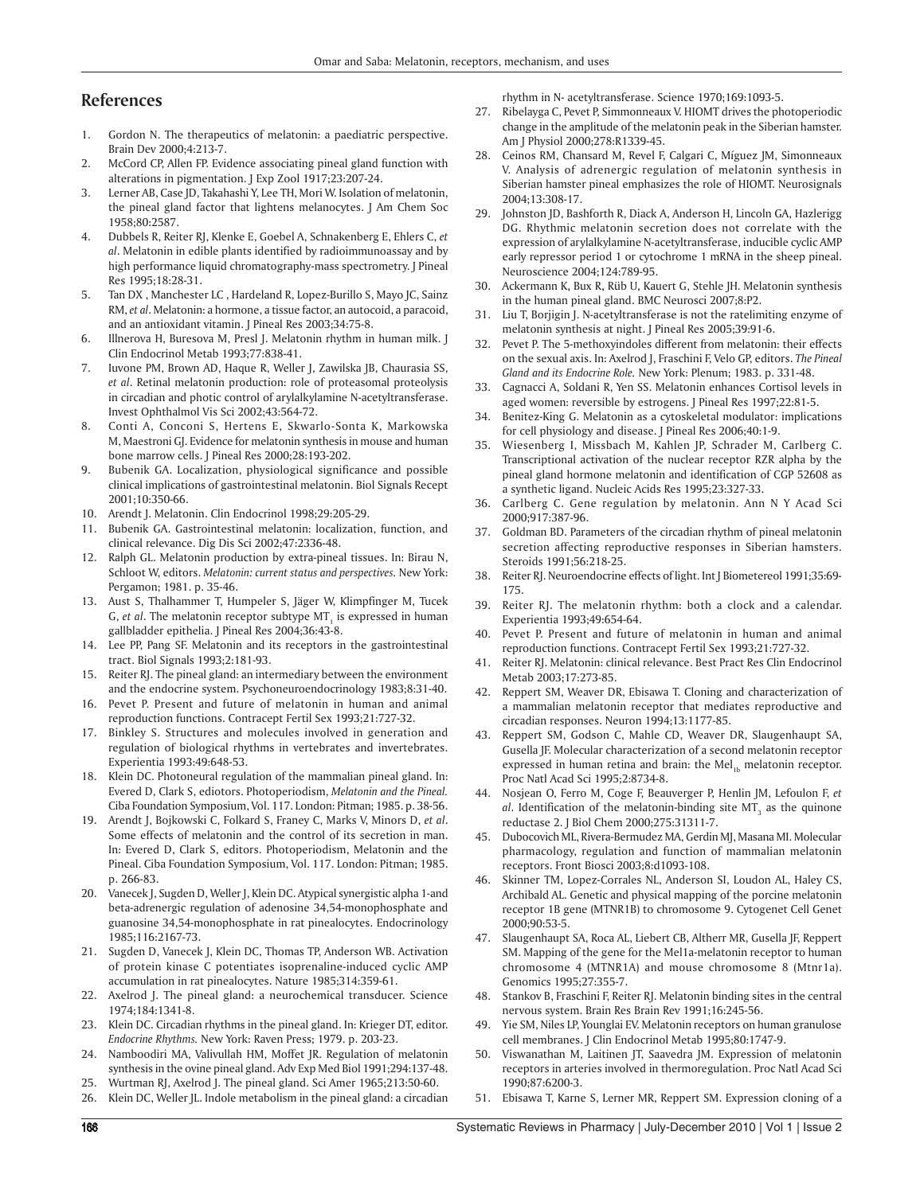## References

1. Gordon N. The therapeutics of melatonin: a paediatric perspective. Brain Dev 2000;4:213-7.
2. McCord CP, Allen FP. Evidence associating pineal gland function with alterations in pigmentation. J Exp Zool 1917;23:207-24.
3. Lerner AB, Case JD, Takahashi Y, Lee TH, Mori W. Isolation of melatonin, the pineal gland factor that lightens melanocytes. J Am Chem Soc 1958;80:2587.
4. Dubbels R, Reiter RJ, Klenke E, Goebel A, Schnakenberg E, Ehlers C, *et al*. Melatonin in edible plants identified by radioimmunoassay and by high performance liquid chromatography-mass spectrometry. J Pineal Res 1995;18:28-31.
5. Tan DX , Manchester LC , Hardeland R, Lopez-Burillo S, Mayo JC, Sainz RM, *et al*. Melatonin: a hormone, a tissue factor, an autocoid, a paracoid, and an antioxidant vitamin. J Pineal Res 2003;34:75-8.
6. Illnerova H, Buresova M, Presl J. Melatonin rhythm in human milk. J Clin Endocrinol Metab 1993;77:838-41.
7. Iuvone PM, Brown AD, Haque R, Weller J, Zawilska JB, Chaurasia SS, *et al*. Retinal melatonin production: role of proteasomal proteolysis in circadian and photic control of arylalkylamine N-acetyltransferase. Invest Ophthalmol Vis Sci 2002;43:564-72.
8. Conti A, Conconi S, Hertens E, Skwarlo-Sonta K, Markowska M, Maestroni GJ. Evidence for melatonin synthesis in mouse and human bone marrow cells. J Pineal Res 2000;28:193-202.
9. Bubenik GA. Localization, physiological significance and possible clinical implications of gastrointestinal melatonin. Biol Signals Recept 2001;10:350-66.
10. Arendt J. Melatonin. Clin Endocrinol 1998;29:205-29.
11. Bubenik GA. Gastrointestinal melatonin: localization, function, and clinical relevance. Dig Dis Sci 2002;47:2336-48.
12. Ralph GL. Melatonin production by extra-pineal tissues. In: Birau N, Schloot W, editors. *Melatonin: current status and perspectives.* New York: Pergamon; 1981. p. 35-46.
13. Aust S, Thalhammer T, Humpeler S, Jäger W, Klimpfinger M, Tucek G, *et al*. The melatonin receptor subtype $MT_1$ is expressed in human gallbladder epithelia. J Pineal Res 2004;36:43-8.
14. Lee PP, Pang SF. Melatonin and its receptors in the gastrointestinal tract. Biol Signals 1993;2:181-93.
15. Reiter RJ. The pineal gland: an intermediary between the environment and the endocrine system. Psychoneuroendocrinology 1983;8:31-40.
16. Pevet P. Present and future of melatonin in human and animal reproduction functions. Contracept Fertil Sex 1993;21:727-32.
17. Binkley S. Structures and molecules involved in generation and regulation of biological rhythms in vertebrates and invertebrates. Experientia 1993:49:648-53.
18. Klein DC. Photoneural regulation of the mammalian pineal gland. In: Evered D, Clark S, ediotors. Photoperiodism, *Melatonin and the Pineal.* Ciba Foundation Symposium, Vol. 117. London: Pitman; 1985. p. 38-56.
19. Arendt J, Bojkowski C, Folkard S, Franey C, Marks V, Minors D, *et al*. Some effects of melatonin and the control of its secretion in man. In: Evered D, Clark S, editors. Photoperiodism, Melatonin and the Pineal. Ciba Foundation Symposium, Vol. 117. London: Pitman; 1985. p. 266-83.
20. Vanecek J, Sugden D, Weller J, Klein DC. Atypical synergistic alpha 1-and beta-adrenergic regulation of adenosine 34,54-monophosphate and guanosine 34,54-monophosphate in rat pinealocytes. Endocrinology 1985;116:2167-73.
21. Sugden D, Vanecek J, Klein DC, Thomas TP, Anderson WB. Activation of protein kinase C potentiates isoprenaline-induced cyclic AMP accumulation in rat pinealocytes. Nature 1985;314:359-61.
22. Axelrod J. The pineal gland: a neurochemical transducer. Science 1974;184:1341-8.
23. Klein DC. Circadian rhythms in the pineal gland. In: Krieger DT, editor. *Endocrine Rhythms.* New York: Raven Press; 1979. p. 203-23.
24. Namboodiri MA, Valivullah HM, Moffet JR. Regulation of melatonin synthesis in the ovine pineal gland. Adv Exp Med Biol 1991;294:137-48.
25. Wurtman RJ, Axelrod J. The pineal gland. Sci Amer 1965;213:50-60.
26. Klein DC, Weller JL. Indole metabolism in the pineal gland: a circadian rhythm in N- acetyltransferase. Science 1970;169:1093-5.
27. Ribelayga C, Pevet P, Simmonneaux V. HIOMT drives the photoperiodic change in the amplitude of the melatonin peak in the Siberian hamster. Am J Physiol 2000;278:R1339-45.
28. Ceinos RM, Chansard M, Revel F, Calgari C, Míguez JM, Simonneaux V. Analysis of adrenergic regulation of melatonin synthesis in Siberian hamster pineal emphasizes the role of HIOMT. Neurosignals 2004;13:308-17.
29. Johnston JD, Bashforth R, Diack A, Anderson H, Lincoln GA, Hazlerigg DG. Rhythmic melatonin secretion does not correlate with the expression of arylalkylamine N-acetyltransferase, inducible cyclic AMP early repressor period 1 or cytochrome 1 mRNA in the sheep pineal. Neuroscience 2004;124:789-95.
30. Ackermann K, Bux R, Rüb U, Kauert G, Stehle JH. Melatonin synthesis in the human pineal gland. BMC Neurosci 2007;8:P2.
31. Liu T, Borjigin J. N-acetyltransferase is not the ratelimiting enzyme of melatonin synthesis at night. J Pineal Res 2005;39:91-6.
32. Pevet P. The 5-methoxyindoles different from melatonin: their effects on the sexual axis. In: Axelrod J, Fraschini F, Velo GP, editors. *The Pineal Gland and its Endocrine Role.* New York: Plenum; 1983. p. 331-48.
33. Cagnacci A, Soldani R, Yen SS. Melatonin enhances Cortisol levels in aged women: reversible by estrogens. J Pineal Res 1997;22:81-5.
34. Benitez-King G. Melatonin as a cytoskeletal modulator: implications for cell physiology and disease. J Pineal Res 2006;40:1-9.
35. Wiesenberg I, Missbach M, Kahlen JP, Schrader M, Carlberg C. Transcriptional activation of the nuclear receptor RZR alpha by the pineal gland hormone melatonin and identification of CGP 52608 as a synthetic ligand. Nucleic Acids Res 1995;23:327-33.
36. Carlberg C. Gene regulation by melatonin. Ann N Y Acad Sci 2000;917:387-96.
37. Goldman BD. Parameters of the circadian rhythm of pineal melatonin secretion affecting reproductive responses in Siberian hamsters. Steroids 1991;56:218-25.
38. Reiter RJ. Neuroendocrine effects of light. Int J Biometereol 1991;35:69-175.
39. Reiter RJ. The melatonin rhythm: both a clock and a calendar. Experientia 1993;49:654-64.
40. Pevet P. Present and future of melatonin in human and animal reproduction functions. Contracept Fertil Sex 1993;21:727-32.
41. Reiter RJ. Melatonin: clinical relevance. Best Pract Res Clin Endocrinol Metab 2003;17:273-85.
42. Reppert SM, Weaver DR, Ebisawa T. Cloning and characterization of a mammalian melatonin receptor that mediates reproductive and circadian responses. Neuron 1994;13:1177-85.
43. Reppert SM, Godson C, Mahle CD, Weaver DR, Slaugenhaupt SA, Gusella JF. Molecular characterization of a second melatonin receptor expressed in human retina and brain: the $Mel_{1b}$ melatonin receptor. Proc Natl Acad Sci 1995;2:8734-8.
44. Nosjean O, Ferro M, Coge F, Beauverger P, Henlin JM, Lefoulon F, *et al*. Identification of the melatonin-binding site $MT_3$ as the quinone reductase 2. J Biol Chem 2000;275:31311-7.
45. Dubocovich ML, Rivera-Bermudez MA, Gerdin MJ, Masana MI. Molecular pharmacology, regulation and function of mammalian melatonin receptors. Front Biosci 2003;8:d1093-108.
46. Skinner TM, Lopez-Corrales NL, Anderson SI, Loudon AL, Haley CS, Archibald AL. Genetic and physical mapping of the porcine melatonin receptor 1B gene (MTNR1B) to chromosome 9. Cytogenet Cell Genet 2000;90:53-5.
47. Slaugenhaupt SA, Roca AL, Liebert CB, Altherr MR, Gusella JF, Reppert SM. Mapping of the gene for the Mel1a-melatonin receptor to human chromosome 4 (MTNR1A) and mouse chromosome 8 (Mtnr1a). Genomics 1995;27:355-7.
48. Stankov B, Fraschini F, Reiter RJ. Melatonin binding sites in the central nervous system. Brain Res Brain Rev 1991;16:245-56.
49. Yie SM, Niles LP, Younglai EV. Melatonin receptors on human granulose cell membranes. J Clin Endocrinol Metab 1995;80:1747-9.
50. Viswanathan M, Laitinen JT, Saavedra JM. Expression of melatonin receptors in arteries involved in thermoregulation. Proc Natl Acad Sci 1990;87:6200-3.
51. Ebisawa T, Karne S, Lerner MR, Reppert SM. Expression cloning of a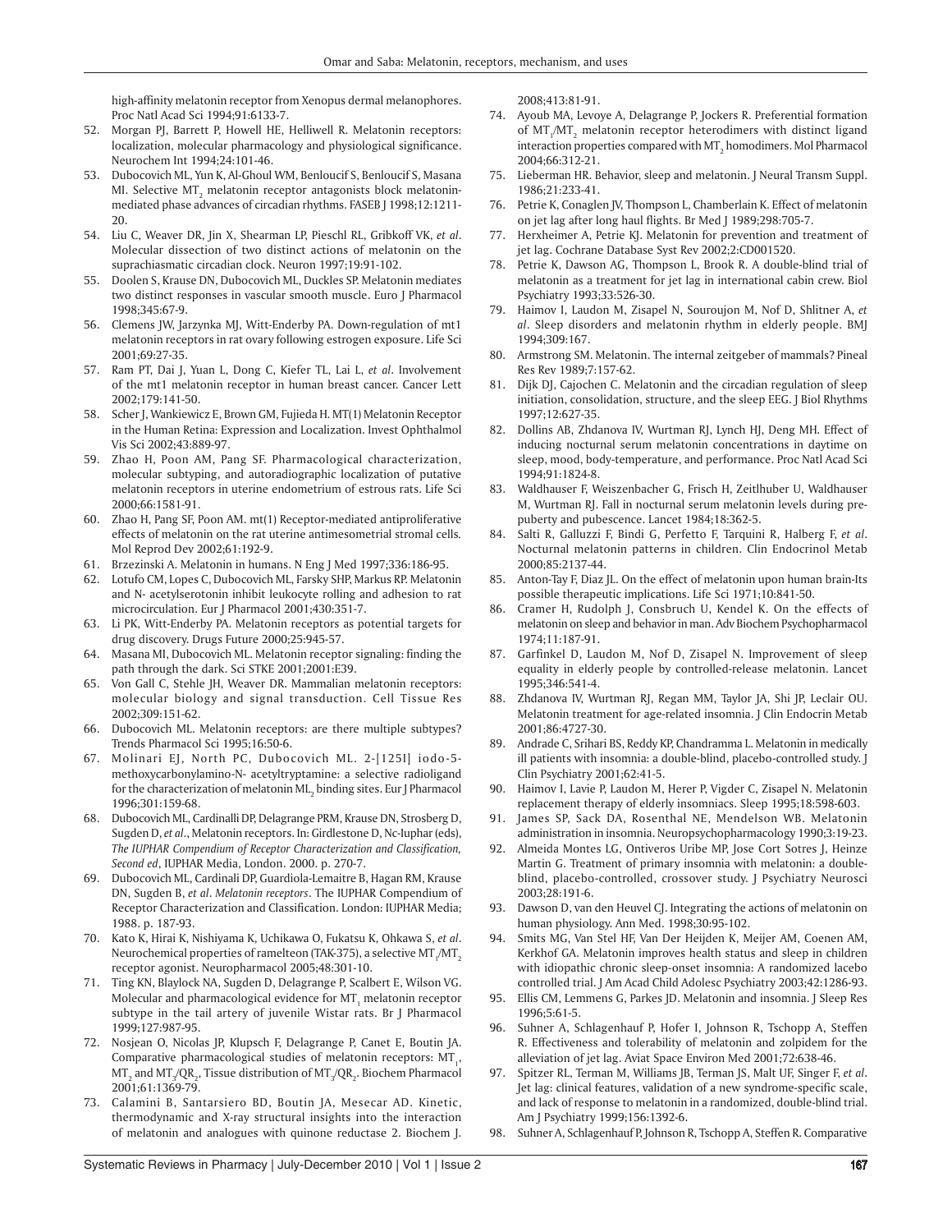high-affinity melatonin receptor from Xenopus dermal melanophores. Proc Natl Acad Sci 1994;91:6133-7.

52. Morgan PJ, Barrett P, Howell HE, Helliwell R. Melatonin receptors: localization, molecular pharmacology and physiological significance. Neurochem Int 1994;24:101-46.
53. Dubocovich ML, Yun K, Al-Ghoul WM, Benloucif S, Benloucif S, Masana MI. Selective $MT_2$ melatonin receptor antagonists block melatonin-mediated phase advances of circadian rhythms. FASEB J 1998;12:1211-20.
54. Liu C, Weaver DR, Jin X, Shearman LP, Pieschl RL, Gribkoff VK, *et al*. Molecular dissection of two distinct actions of melatonin on the suprachiasmatic circadian clock. Neuron 1997;19:91-102.
55. Doolen S, Krause DN, Dubocovich ML, Duckles SP. Melatonin mediates two distinct responses in vascular smooth muscle. Euro J Pharmacol 1998;345:67-9.
56. Clemens JW, Jarzynka MJ, Witt-Enderby PA. Down-regulation of mt1 melatonin receptors in rat ovary following estrogen exposure. Life Sci 2001;69:27-35.
57. Ram PT, Dai J, Yuan L, Dong C, Kiefer TL, Lai L, *et al*. Involvement of the mt1 melatonin receptor in human breast cancer. Cancer Lett 2002;179:141-50.
58. Scher J, Wankiewicz E, Brown GM, Fujieda H. MT(1) Melatonin Receptor in the Human Retina: Expression and Localization. Invest Ophthalmol Vis Sci 2002;43:889-97.
59. Zhao H, Poon AM, Pang SF. Pharmacological characterization, molecular subtyping, and autoradiographic localization of putative melatonin receptors in uterine endometrium of estrous rats. Life Sci 2000;66:1581-91.
60. Zhao H, Pang SF, Poon AM. mt(1) Receptor-mediated antiproliferative effects of melatonin on the rat uterine antimesometrial stromal cells. Mol Reprod Dev 2002;61:192-9.
61. Brzezinski A. Melatonin in humans. N Eng J Med 1997;336:186-95.
62. Lotufo CM, Lopes C, Dubocovich ML, Farsky SHP, Markus RP. Melatonin and N- acetylserotonin inhibit leukocyte rolling and adhesion to rat microcirculation. Eur J Pharmacol 2001;430:351-7.
63. Li PK, Witt-Enderby PA. Melatonin receptors as potential targets for drug discovery. Drugs Future 2000;25:945-57.
64. Masana MI, Dubocovich ML. Melatonin receptor signaling: finding the path through the dark. Sci STKE 2001;2001:E39.
65. Von Gall C, Stehle JH, Weaver DR. Mammalian melatonin receptors: molecular biology and signal transduction. Cell Tissue Res 2002;309:151-62.
66. Dubocovich ML. Melatonin receptors: are there multiple subtypes? Trends Pharmacol Sci 1995;16:50-6.
67. Molinari EJ, North PC, Dubocovich ML. 2-[125I] iodo-5-methoxycarbonylamino-N- acetyltryptamine: a selective radioligand for the characterization of melatonin $ML_2$ binding sites. Eur J Pharmacol 1996;301:159-68.
68. Dubocovich ML, Cardinalli DP, Delagrange PRM, Krause DN, Strosberg D, Sugden D, *et al*., Melatonin receptors. In: Girdlestone D, Nc-Iuphar (eds), *The IUPHAR Compendium of Receptor Characterization and Classification, Second ed*, IUPHAR Media, London. 2000. p. 270-7.
69. Dubocovich ML, Cardinali DP, Guardiola-Lemaitre B, Hagan RM, Krause DN, Sugden B, *et al*. *Melatonin receptors*. The IUPHAR Compendium of Receptor Characterization and Classification. London: IUPHAR Media; 1988. p. 187-93.
70. Kato K, Hirai K, Nishiyama K, Uchikawa O, Fukatsu K, Ohkawa S, *et al*. Neurochemical properties of ramelteon (TAK-375), a selective $MT_1/MT_2$ receptor agonist. Neuropharmacol 2005;48:301-10.
71. Ting KN, Blaylock NA, Sugden D, Delagrange P, Scalbert E, Wilson VG. Molecular and pharmacological evidence for $MT_1$ melatonin receptor subtype in the tail artery of juvenile Wistar rats. Br J Pharmacol 1999;127:987-95.
72. Nosjean O, Nicolas JP, Klupsch F, Delagrange P, Canet E, Boutin JA. Comparative pharmacological studies of melatonin receptors: $MT_1$, $MT_2$ and $MT_3/QR_2$. Tissue distribution of $MT_3/QR_2$. Biochem Pharmacol 2001;61:1369-79.
73. Calamini B, Santarsiero BD, Boutin JA, Mesecar AD. Kinetic, thermodynamic and X-ray structural insights into the interaction of melatonin and analogues with quinone reductase 2. Biochem J. 2008;413:81-91.
74. Ayoub MA, Levoye A, Delagrange P, Jockers R. Preferential formation of $MT_1/MT_2$ melatonin receptor heterodimers with distinct ligand interaction properties compared with $MT_2$ homodimers. Mol Pharmacol 2004;66:312-21.
75. Lieberman HR. Behavior, sleep and melatonin. J Neural Transm Suppl. 1986;21:233-41.
76. Petrie K, Conaglen JV, Thompson L, Chamberlain K. Effect of melatonin on jet lag after long haul flights. Br Med J 1989;298:705-7.
77. Herxheimer A, Petrie KJ. Melatonin for prevention and treatment of jet lag. Cochrane Database Syst Rev 2002;2:CD001520.
78. Petrie K, Dawson AG, Thompson L, Brook R. A double-blind trial of melatonin as a treatment for jet lag in international cabin crew. Biol Psychiatry 1993;33:526-30.
79. Haimov I, Laudon M, Zisapel N, Souroujon M, Nof D, Shlitner A, *et al*. Sleep disorders and melatonin rhythm in elderly people. BMJ 1994;309:167.
80. Armstrong SM. Melatonin. The internal zeitgeber of mammals? Pineal Res Rev 1989;7:157-62.
81. Dijk DJ, Cajochen C. Melatonin and the circadian regulation of sleep initiation, consolidation, structure, and the sleep EEG. J Biol Rhythms 1997;12:627-35.
82. Dollins AB, Zhdanova IV, Wurtman RJ, Lynch HJ, Deng MH. Effect of inducing nocturnal serum melatonin concentrations in daytime on sleep, mood, body-temperature, and performance. Proc Natl Acad Sci 1994;91:1824-8.
83. Waldhauser F, Weiszenbacher G, Frisch H, Zeitlhuber U, Waldhauser M, Wurtman RJ. Fall in nocturnal serum melatonin levels during pre-puberty and pubescence. Lancet 1984;18:362-5.
84. Salti R, Galluzzi F, Bindi G, Perfetto F, Tarquini R, Halberg F, *et al*. Nocturnal melatonin patterns in children. Clin Endocrinol Metab 2000;85:2137-44.
85. Anton-Tay F, Diaz JL. On the effect of melatonin upon human brain-Its possible therapeutic implications. Life Sci 1971;10:841-50.
86. Cramer H, Rudolph J, Consbruch U, Kendel K. On the effects of melatonin on sleep and behavior in man. Adv Biochem Psychopharmacol 1974;11:187-91.
87. Garfinkel D, Laudon M, Nof D, Zisapel N. Improvement of sleep equality in elderly people by controlled-release melatonin. Lancet 1995;346:541-4.
88. Zhdanova IV, Wurtman RJ, Regan MM, Taylor JA, Shi JP, Leclair OU. Melatonin treatment for age-related insomnia. J Clin Endocrin Metab 2001;86:4727-30.
89. Andrade C, Srihari BS, Reddy KP, Chandramma L. Melatonin in medically ill patients with insomnia: a double-blind, placebo-controlled study. J Clin Psychiatry 2001;62:41-5.
90. Haimov I, Lavie P, Laudon M, Herer P, Vigder C, Zisapel N. Melatonin replacement therapy of elderly insomniacs. Sleep 1995;18:598-603.
91. James SP, Sack DA, Rosenthal NE, Mendelson WB. Melatonin administration in insomnia. Neuropsychopharmacology 1990;3:19-23.
92. Almeida Montes LG, Ontiveros Uribe MP, Jose Cort Sotres J, Heinze Martin G. Treatment of primary insomnia with melatonin: a double-blind, placebo-controlled, crossover study. J Psychiatry Neurosci 2003;28:191-6.
93. Dawson D, van den Heuvel CJ. Integrating the actions of melatonin on human physiology. Ann Med. 1998;30:95-102.
94. Smits MG, Van Stel HF, Van Der Heijden K, Meijer AM, Coenen AM, Kerkhof GA. Melatonin improves health status and sleep in children with idiopathic chronic sleep-onset insomnia: A randomized lacebo controlled trial. J Am Acad Child Adolesc Psychiatry 2003;42:1286-93.
95. Ellis CM, Lemmens G, Parkes JD. Melatonin and insomnia. J Sleep Res 1996;5:61-5.
96. Suhner A, Schlagenhauf P, Hofer I, Johnson R, Tschopp A, Steffen R. Effectiveness and tolerability of melatonin and zolpidem for the alleviation of jet lag. Aviat Space Environ Med 2001;72:638-46.
97. Spitzer RL, Terman M, Williams JB, Terman JS, Malt UF, Singer F, *et al*. Jet lag: clinical features, validation of a new syndrome-specific scale, and lack of response to melatonin in a randomized, double-blind trial. Am J Psychiatry 1999;156:1392-6.
98. Suhner A, Schlagenhauf P, Johnson R, Tschopp A, Steffen R. Comparative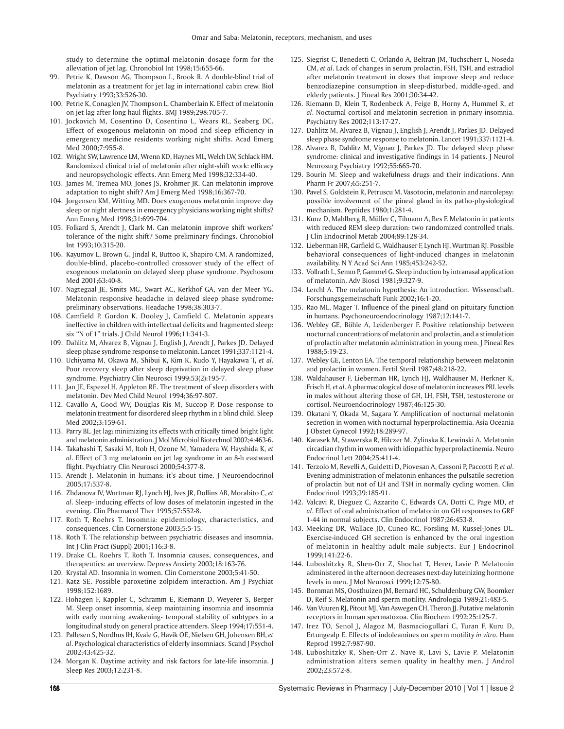study to determine the optimal melatonin dosage form for the alleviation of jet lag. Chronobiol Int 1998;15:655-66.

99. Petrie K, Dawson AG, Thompson L, Brook R. A double-blind trial of melatonin as a treatment for jet lag in international cabin crew. Biol Psychiatry 1993;33:526-30.
100. Petrie K, Conaglen JV, Thompson L, Chamberlain K. Effect of melatonin on jet lag after long haul flights. BMJ 1989;298:705-7.
101. Jockovich M, Cosentino D, Cosentino L, Wears RL, Seaberg DC. Effect of exogenous melatonin on mood and sleep efficiency in emergency medicine residents working night shifts. Acad Emerg Med 2000;7:955-8.
102. Wright SW, Lawrence LM, Wrenn KD, Haynes ML, Welch LW, Schlack HM. Randomized clinical trial of melatonin after night-shift work: efficacy and neuropsychologic effects. Ann Emerg Med 1998;32:334-40.
103. James M, Tremea MO, Jones JS, Krohmer JR. Can melatonin improve adaptation to night shift? Am J Emerg Med 1998;16:367-70.
104. Jorgensen KM, Witting MD. Does exogenous melatonin improve day sleep or night alertness in emergency physicians working night shifts? Ann Emerg Med 1998;31:699-704.
105. Folkard S, Arendt J, Clark M. Can melatonin improve shift workers' tolerance of the night shift? Some preliminary findings. Chronobiol Int 1993;10:315-20.
106. Kayumov L, Brown G, Jindal R, Buttoo K, Shapiro CM. A randomized, double-blind, placebo-controlled crossover study of the effect of exogenous melatonin on delayed sleep phase syndrome. Psychosom Med 2001;63:40-8.
107. Nagtegaal JE, Smits MG, Swart AC, Kerkhof GA, van der Meer YG. Melatonin responsive headache in delayed sleep phase syndrome: preliminary observations. Headache 1998;38:303-7.
108. Camfield P, Gordon K, Dooley J, Camfield C. Melatonin appears ineffective in children with intellectual deficits and fragmented sleep: six "N of 1" trials. J Child Neurol 1996;11:341-3.
109. Dahlitz M, Alvarez B, Vignau J, English J, Arendt J, Parkes JD. Delayed sleep phase syndrome response to melatonin. Lancet 1991;337:1121-4.
110. Uchiyama M, Okawa M, Shibui K, Kim K, Kudo Y, Hayakawa T, *et al*. Poor recovery sleep after sleep deprivation in delayed sleep phase syndrome. Psychiatry Clin Neurosci 1999;53(2):195-7.
111. Jan JE, Espezel H, Appleton RE. The treatment of sleep disorders with melatonin. Dev Med Child Neurol 1994;36:97-807.
112. Cavallo A, Good WV, Douglas Ris M, Succop P. Dose response to melatonin treatment for disordered sleep rhythm in a blind child. Sleep Med 2002;3:159-61.
113. Parry BL. Jet lag: minimizing its effects with critically timed bright light and melatonin administration. J Mol Microbiol Biotechnol 2002;4:463-6.
114. Takahashi T, Sasaki M, Itoh H, Ozone M, Yamadera W, Hayshida K, *et al*. Effect of 3 mg melatonin on jet lag syndrome in an 8-h eastward flight. Psychiatry Clin Neurosci 2000;54:377-8.
115. Arendt J. Melatonin in humans: it's about time. J Neuroendocrinol 2005;17:537-8.
116. Zhdanova IV, Wurtman RJ, Lynch HJ, Ives JR, Dollins AB, Morabito C, *et al*. Sleep- inducing effects of low doses of melatonin ingested in the evening. Clin Pharmacol Ther 1995;57:552-8.
117. Roth T, Roehrs T. Insomnia: epidemiology, characteristics, and consequences. Clin Cornerstone 2003;5:5-15.
118. Roth T. The relationship between psychiatric diseases and insomnia. Int J Clin Pract (Suppl) 2001;116:3-8.
119. Drake CL, Roehrs T, Roth T. Insomnia causes, consequences, and therapeutics: an overview. Depress Anxiety 2003;18:163-76.
120. Krystal AD. Insomnia in women. Clin Cornerstone 2003;5:41-50.
121. Katz SE. Possible paroxetine zolpidem interaction. Am J Psychiat 1998;152:1689.
122. Hohagen F, Kappler C, Schramm E, Riemann D, Weyerer S, Berger M. Sleep onset insomnia, sleep maintaining insomnia and insomnia with early morning awakening- temporal stability of subtypes in a longitudinal study on general practice attenders. Sleep 1994;17:551-4.
123. Pallesen S, Nordhus IH, Kvale G, Havik OE, Nielsen GH, Johensen BH, *et al*. Psychological characteristics of elderly insomniacs. Scand J Psychol 2002;43:425-32.
124. Morgan K. Daytime activity and risk factors for late-life insomnia. J Sleep Res 2003;12:231-8.
125. Siegrist C, Benedetti C, Orlando A, Beltran JM, Tuchscherr L, Noseda CM, *et al*. Lack of changes in serum prolactin, FSH, TSH, and estradiol after melatonin treatment in doses that improve sleep and reduce benzodiazepine consumption in sleep-disturbed, middle-aged, and elderly patients. J Pineal Res 2001;30:34-42.
126. Riemann D, Klein T, Rodenbeck A, Feige B, Horny A, Hummel R, *et al*. Nocturnal cortisol and melatonin secretion in primary insomnia. Psychiatry Res 2002;113:17-27.
127. Dahlitz M, Alvarez B, Vignau J, English J, Arendt J, Parkes JD. Delayed sleep phase syndrome response to melatonin. Lancet 1991;337:1121-4.
128. Alvarez B, Dahlitz M, Vignau J, Parkes JD. The delayed sleep phase syndrome: clinical and investigative findings in 14 patients. J Neurol Neurosurg Psychiatry 1992;55:665-70.
129. Bourin M. Sleep and wakefulness drugs and their indications. Ann Pharm Fr 2007;65:251-7.
130. Pavel S, Goldstein R, Petruscu M. Vasotocin, melatonin and narcolepsy: possible involvement of the pineal gland in its patho-physiological mechanism. Peptides 1980;1:281-4.
131. Kunz D, Mahlberg R, Müller C, Tilmann A, Bes F. Melatonin in patients with reduced REM sleep duration: two randomized controlled trials. J Clin Endocrinol Metab 2004;89:128-34.
132. Lieberman HR, Garfield G, Waldhauser F, Lynch HJ, Wurtman RJ. Possible behavioral consequences of light-induced changes in melatonin availability. N Y Acad Sci Ann 1985;453:242-52.
133. Vollrath L, Semm P, Gammel G. Sleep induction by intranasal application of melatonin. Adv Biosci 1981;9:327-9.
134. Lerchl A. The melatonin hypothesis: An introduction. Wissenschaft. Forschungsgemeinschaft Funk 2002;16:1-20.
135. Rao ML, Mager T. Influence of the pineal gland on pituitary function in humans. Psychoneuroendocrinology 1987;12:141-7.
136. Webley GE, Böhle A, Leidenberger F. Positive relationship between nocturnal concentrations of melatonin and prolactin, and a stimulation of prolactin after melatonin administration in young men. J Pineal Res 1988;5:19-23.
137. Webley GE, Lenton EA. The temporal relationship between melatonin and prolactin in women. Fertil Steril 1987;48:218-22.
138. Waldahauser F, Lieberman HR, Lynch HJ, Waldhauser M, Herkner K, Frisch H, *et al*. A pharmacological dose of melatonin increases PRL levels in males without altering those of GH, LH, FSH, TSH, testosterone or cortisol. Neuroendocrinology 1987;46:125-30.
139. Okatani Y, Okada M, Sagara Y. Amplification of nocturnal melatonin secretion in women with nocturnal hyperprolactinemia. Asia Oceania J Obstet Gynecol 1992;18:289-97.
140. Karasek M, Stawerska R, Hilczer M, Zylinska K, Lewinski A. Melatonin circadian rhythm in women with idiopathic hyperprolactinemia. Neuro Endocrinol Lett 2004;25:411-4.
141. Terzolo M, Revelli A, Guidetti D, Piovesan A, Cassoni P, Paccotti P, *et al*. Evening administration of melatonin enhances the pulsatile secretion of prolactin but not of LH and TSH in normally cycling women. Clin Endocrinol 1993;39:185-91.
142. Valcavi R, Dieguez C, Azzarito C, Edwards CA, Dotti C, Page MD, *et al*. Effect of oral administration of melatonin on GH responses to GRF 1-44 in normal subjects. Clin Endocrinol 1987;26:453-8.
143. Meeking DR, Wallace JD, Cuneo RC, Forsling M, Russel-Jones DL. Exercise-induced GH secretion is enhanced by the oral ingestion of melatonin in healthy adult male subjects. Eur J Endocrinol 1999;141:22-6.
144. Luboshitzky R, Shen-Orr Z, Shochat T, Herer, Lavie P. Melatonin administered in the afternoon decreases next-day luteinizing hormone levels in men. J Mol Neurosci 1999;12:75-80.
145. Bornman MS, Oosthuizen JM, Bernard HC, Schuldenburg GW, Boomker D, Reif S. Melatonin and sperm motility. Andrologia 1989;21:483-5.
146. Van Vuuren RJ, Pitout MJ, Van Aswegen CH, Theron JJ. Putative melatonin receptors in human spermatozoa. Clin Biochem 1992;25:125-7.
147. Irez TO, Senol J, Alagoz M, Basmaciogullari C, Turan F, Kuru D, Ertungealp E. Effects of indoleamines on sperm motility *in vitro*. Hum Reprod 1992;7:987-90.
148. Luboshitzky R, Shen-Orr Z, Nave R, Lavi S, Lavie P. Melatonin administration alters semen quality in healthy men. J Androl 2002;23:572-8.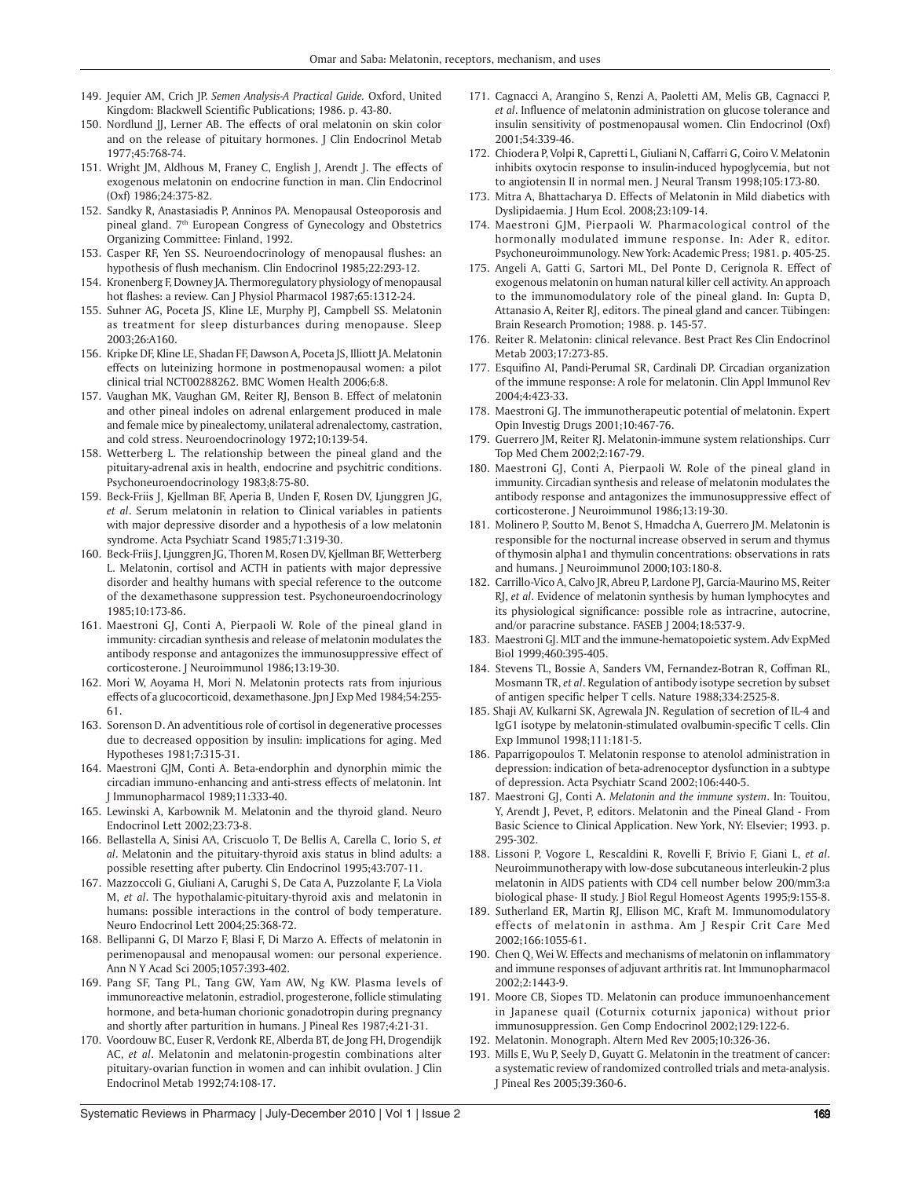149. Jequier AM, Crich JP. *Semen Analysis-A Practical Guide.* Oxford, United Kingdom: Blackwell Scientific Publications; 1986. p. 43-80.
150. Nordlund JJ, Lerner AB. The effects of oral melatonin on skin color and on the release of pituitary hormones. J Clin Endocrinol Metab 1977;45:768-74.
151. Wright JM, Aldhous M, Franey C, English J, Arendt J. The effects of exogenous melatonin on endocrine function in man. Clin Endocrinol (Oxf) 1986;24:375-82.
152. Sandky R, Anastasiadis P, Anninos PA. Menopausal Osteoporosis and pineal gland. 7th European Congress of Gynecology and Obstetrics Organizing Committee: Finland, 1992.
153. Casper RF, Yen SS. Neuroendocrinology of menopausal flushes: an hypothesis of flush mechanism. Clin Endocrinol 1985;22:293-12.
154. Kronenberg F, Downey JA. Thermoregulatory physiology of menopausal hot flashes: a review. Can J Physiol Pharmacol 1987;65:1312-24.
155. Suhner AG, Poceta JS, Kline LE, Murphy PJ, Campbell SS. Melatonin as treatment for sleep disturbances during menopause. Sleep 2003;26:A160.
156. Kripke DF, Kline LE, Shadan FF, Dawson A, Poceta JS, Illiott JA. Melatonin effects on luteinizing hormone in postmenopausal women: a pilot clinical trial NCT00288262. BMC Women Health 2006;6:8.
157. Vaughan MK, Vaughan GM, Reiter RJ, Benson B. Effect of melatonin and other pineal indoles on adrenal enlargement produced in male and female mice by pinealectomy, unilateral adrenalectomy, castration, and cold stress. Neuroendocrinology 1972;10:139-54.
158. Wetterberg L. The relationship between the pineal gland and the pituitary-adrenal axis in health, endocrine and psychitric conditions. Psychoneuroendocrinology 1983;8:75-80.
159. Beck-Friis J, Kjellman BF, Aperia B, Unden F, Rosen DV, Ljunggren JG, *et al*. Serum melatonin in relation to Clinical variables in patients with major depressive disorder and a hypothesis of a low melatonin syndrome. Acta Psychiatr Scand 1985;71:319-30.
160. Beck-Friis J, Ljunggren JG, Thoren M, Rosen DV, Kjellman BF, Wetterberg L. Melatonin, cortisol and ACTH in patients with major depressive disorder and healthy humans with special reference to the outcome of the dexamethasone suppression test. Psychoneuroendocrinology 1985;10:173-86.
161. Maestroni GJ, Conti A, Pierpaoli W. Role of the pineal gland in immunity: circadian synthesis and release of melatonin modulates the antibody response and antagonizes the immunosuppressive effect of corticosterone. J Neuroimmunol 1986;13:19-30.
162. Mori W, Aoyama H, Mori N. Melatonin protects rats from injurious effects of a glucocorticoid, dexamethasone. Jpn J Exp Med 1984;54:255-61.
163. Sorenson D. An adventitious role of cortisol in degenerative processes due to decreased opposition by insulin: implications for aging. Med Hypotheses 1981;7:315-31.
164. Maestroni GJM, Conti A. Beta-endorphin and dynorphin mimic the circadian immuno-enhancing and anti-stress effects of melatonin. Int J Immunopharmacol 1989;11:333-40.
165. Lewinski A, Karbownik M. Melatonin and the thyroid gland. Neuro Endocrinol Lett 2002;23:73-8.
166. Bellastella A, Sinisi AA, Criscuolo T, De Bellis A, Carella C, Iorio S, *et al*. Melatonin and the pituitary-thyroid axis status in blind adults: a possible resetting after puberty. Clin Endocrinol 1995;43:707-11.
167. Mazzoccoli G, Giuliani A, Carughi S, De Cata A, Puzzolante F, La Viola M, *et al*. The hypothalamic-pituitary-thyroid axis and melatonin in humans: possible interactions in the control of body temperature. Neuro Endocrinol Lett 2004;25:368-72.
168. Bellipanni G, DI Marzo F, Blasi F, Di Marzo A. Effects of melatonin in perimenopausal and menopausal women: our personal experience. Ann N Y Acad Sci 2005;1057:393-402.
169. Pang SF, Tang PL, Tang GW, Yam AW, Ng KW. Plasma levels of immunoreactive melatonin, estradiol, progesterone, follicle stimulating hormone, and beta-human chorionic gonadotropin during pregnancy and shortly after parturition in humans. J Pineal Res 1987;4:21-31.
170. Voordouw BC, Euser R, Verdonk RE, Alberda BT, de Jong FH, Drogendijk AC, *et al*. Melatonin and melatonin-progestin combinations alter pituitary-ovarian function in women and can inhibit ovulation. J Clin Endocrinol Metab 1992;74:108-17.
171. Cagnacci A, Arangino S, Renzi A, Paoletti AM, Melis GB, Cagnacci P, *et al*. Influence of melatonin administration on glucose tolerance and insulin sensitivity of postmenopausal women. Clin Endocrinol (Oxf) 2001;54:339-46.
172. Chiodera P, Volpi R, Capretti L, Giuliani N, Caffarri G, Coiro V. Melatonin inhibits oxytocin response to insulin-induced hypoglycemia, but not to angiotensin II in normal men. J Neural Transm 1998;105:173-80.
173. Mitra A, Bhattacharya D. Effects of Melatonin in Mild diabetics with Dyslipidaemia. J Hum Ecol. 2008;23:109-14.
174. Maestroni GJM, Pierpaoli W. Pharmacological control of the hormonally modulated immune response. In: Ader R, editor. Psychoneuroimmunology. New York: Academic Press; 1981. p. 405-25.
175. Angeli A, Gatti G, Sartori ML, Del Ponte D, Cerignola R. Effect of exogenous melatonin on human natural killer cell activity. An approach to the immunomodulatory role of the pineal gland. In: Gupta D, Attanasio A, Reiter RJ, editors. The pineal gland and cancer. Tübingen: Brain Research Promotion; 1988. p. 145-57.
176. Reiter R. Melatonin: clinical relevance. Best Pract Res Clin Endocrinol Metab 2003;17:273-85.
177. Esquifino AI, Pandi-Perumal SR, Cardinali DP. Circadian organization of the immune response: A role for melatonin. Clin Appl Immunol Rev 2004;4:423-33.
178. Maestroni GJ. The immunotherapeutic potential of melatonin. Expert Opin Investig Drugs 2001;10:467-76.
179. Guerrero JM, Reiter RJ. Melatonin-immune system relationships. Curr Top Med Chem 2002;2:167-79.
180. Maestroni GJ, Conti A, Pierpaoli W. Role of the pineal gland in immunity. Circadian synthesis and release of melatonin modulates the antibody response and antagonizes the immunosuppressive effect of corticosterone. J Neuroimmunol 1986;13:19-30.
181. Molinero P, Soutto M, Benot S, Hmadcha A, Guerrero JM. Melatonin is responsible for the nocturnal increase observed in serum and thymus of thymosin alpha1 and thymulin concentrations: observations in rats and humans. J Neuroimmunol 2000;103:180-8.
182. Carrillo-Vico A, Calvo JR, Abreu P, Lardone PJ, Garcia-Maurino MS, Reiter RJ, *et al*. Evidence of melatonin synthesis by human lymphocytes and its physiological significance: possible role as intracrine, autocrine, and/or paracrine substance. FASEB J 2004;18:537-9.
183. Maestroni GJ. MLT and the immune-hematopoietic system. Adv ExpMed Biol 1999;460:395-405.
184. Stevens TL, Bossie A, Sanders VM, Fernandez-Botran R, Coffman RL, Mosmann TR, *et al*. Regulation of antibody isotype secretion by subset of antigen specific helper T cells. Nature 1988;334:2525-8.
185. Shaji AV, Kulkarni SK, Agrewala JN. Regulation of secretion of IL-4 and IgG1 isotype by melatonin-stimulated ovalbumin-specific T cells. Clin Exp Immunol 1998;111:181-5.
186. Paparrigopoulos T. Melatonin response to atenolol administration in depression: indication of beta-adrenoceptor dysfunction in a subtype of depression. Acta Psychiatr Scand 2002;106:440-5.
187. Maestroni GJ, Conti A. *Melatonin and the immune system*. In: Touitou, Y, Arendt J, Pevet, P, editors. Melatonin and the Pineal Gland - From Basic Science to Clinical Application. New York, NY: Elsevier; 1993. p. 295-302.
188. Lissoni P, Vogore L, Rescaldini R, Rovelli F, Brivio F, Giani L, *et al*. Neuroimmunotherapy with low-dose subcutaneous interleukin-2 plus melatonin in AIDS patients with CD4 cell number below 200/mm3:a biological phase- II study. J Biol Regul Homeost Agents 1995;9:155-8.
189. Sutherland ER, Martin RJ, Ellison MC, Kraft M. Immunomodulatory effects of melatonin in asthma. Am J Respir Crit Care Med 2002;166:1055-61.
190. Chen Q, Wei W. Effects and mechanisms of melatonin on inflammatory and immune responses of adjuvant arthritis rat. Int Immunopharmacol 2002;2:1443-9.
191. Moore CB, Siopes TD. Melatonin can produce immunoenhancement in Japanese quail (Coturnix coturnix japonica) without prior immunosuppression. Gen Comp Endocrinol 2002;129:122-6.
192. Melatonin. Monograph. Altern Med Rev 2005;10:326-36.
193. Mills E, Wu P, Seely D, Guyatt G. Melatonin in the treatment of cancer: a systematic review of randomized controlled trials and meta-analysis. J Pineal Res 2005;39:360-6.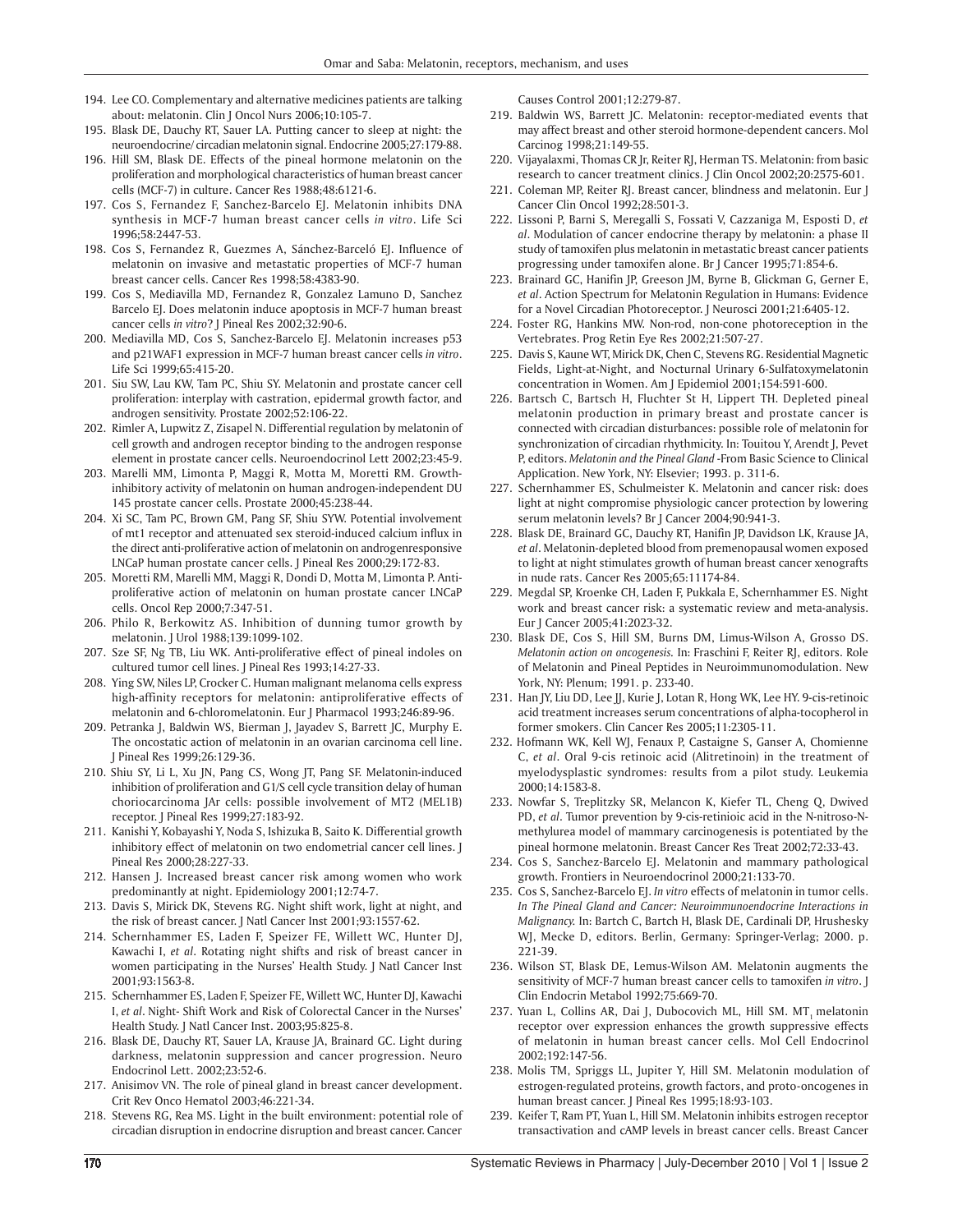194. Lee CO. Complementary and alternative medicines patients are talking about: melatonin. Clin J Oncol Nurs 2006;10:105-7.
195. Blask DE, Dauchy RT, Sauer LA. Putting cancer to sleep at night: the neuroendocrine/ circadian melatonin signal. Endocrine 2005;27:179-88.
196. Hill SM, Blask DE. Effects of the pineal hormone melatonin on the proliferation and morphological characteristics of human breast cancer cells (MCF-7) in culture. Cancer Res 1988;48:6121-6.
197. Cos S, Fernandez F, Sanchez-Barcelo EJ. Melatonin inhibits DNA synthesis in MCF-7 human breast cancer cells *in vitro*. Life Sci 1996;58:2447-53.
198. Cos S, Fernandez R, Guezmes A, Sánchez-Barceló EJ. Influence of melatonin on invasive and metastatic properties of MCF-7 human breast cancer cells. Cancer Res 1998;58:4383-90.
199. Cos S, Mediavilla MD, Fernandez R, Gonzalez Lamuno D, Sanchez Barcelo EJ. Does melatonin induce apoptosis in MCF-7 human breast cancer cells *in vitro*? J Pineal Res 2002;32:90-6.
200. Mediavilla MD, Cos S, Sanchez-Barcelo EJ. Melatonin increases p53 and p21WAF1 expression in MCF-7 human breast cancer cells *in vitro*. Life Sci 1999;65:415-20.
201. Siu SW, Lau KW, Tam PC, Shiu SY. Melatonin and prostate cancer cell proliferation: interplay with castration, epidermal growth factor, and androgen sensitivity. Prostate 2002;52:106-22.
202. Rimler A, Lupwitz Z, Zisapel N. Differential regulation by melatonin of cell growth and androgen receptor binding to the androgen response element in prostate cancer cells. Neuroendocrinol Lett 2002;23:45-9.
203. Marelli MM, Limonta P, Maggi R, Motta M, Moretti RM. Growth-inhibitory activity of melatonin on human androgen-independent DU 145 prostate cancer cells. Prostate 2000;45:238-44.
204. Xi SC, Tam PC, Brown GM, Pang SF, Shiu SYW. Potential involvement of mt1 receptor and attenuated sex steroid-induced calcium influx in the direct anti-proliferative action of melatonin on androgenresponsive LNCaP human prostate cancer cells. J Pineal Res 2000;29:172-83.
205. Moretti RM, Marelli MM, Maggi R, Dondi D, Motta M, Limonta P. Anti-proliferative action of melatonin on human prostate cancer LNCaP cells. Oncol Rep 2000;7:347-51.
206. Philo R, Berkowitz AS. Inhibition of dunning tumor growth by melatonin. J Urol 1988;139:1099-102.
207. Sze SF, Ng TB, Liu WK. Anti-proliferative effect of pineal indoles on cultured tumor cell lines. J Pineal Res 1993;14:27-33.
208. Ying SW, Niles LP, Crocker C. Human malignant melanoma cells express high-affinity receptors for melatonin: antiproliferative effects of melatonin and 6-chloromelatonin. Eur J Pharmacol 1993;246:89-96.
209. Petranka J, Baldwin WS, Bierman J, Jayadev S, Barrett JC, Murphy E. The oncostatic action of melatonin in an ovarian carcinoma cell line. J Pineal Res 1999;26:129-36.
210. Shiu SY, Li L, Xu JN, Pang CS, Wong JT, Pang SF. Melatonin-induced inhibition of proliferation and G1/S cell cycle transition delay of human choriocarcinoma JAr cells: possible involvement of MT2 (MEL1B) receptor. J Pineal Res 1999;27:183-92.
211. Kanishi Y, Kobayashi Y, Noda S, Ishizuka B, Saito K. Differential growth inhibitory effect of melatonin on two endometrial cancer cell lines. J Pineal Res 2000;28:227-33.
212. Hansen J. Increased breast cancer risk among women who work predominantly at night. Epidemiology 2001;12:74-7.
213. Davis S, Mirick DK, Stevens RG. Night shift work, light at night, and the risk of breast cancer. J Natl Cancer Inst 2001;93:1557-62.
214. Schernhammer ES, Laden F, Speizer FE, Willett WC, Hunter DJ, Kawachi I, *et al*. Rotating night shifts and risk of breast cancer in women participating in the Nurses' Health Study. J Natl Cancer Inst 2001;93:1563-8.
215. Schernhammer ES, Laden F, Speizer FE, Willett WC, Hunter DJ, Kawachi I, *et al*. Night- Shift Work and Risk of Colorectal Cancer in the Nurses' Health Study. J Natl Cancer Inst. 2003;95:825-8.
216. Blask DE, Dauchy RT, Sauer LA, Krause JA, Brainard GC. Light during darkness, melatonin suppression and cancer progression. Neuro Endocrinol Lett. 2002;23:52-6.
217. Anisimov VN. The role of pineal gland in breast cancer development. Crit Rev Onco Hematol 2003;46:221-34.
218. Stevens RG, Rea MS. Light in the built environment: potential role of circadian disruption in endocrine disruption and breast cancer. Cancer Causes Control 2001;12:279-87.
219. Baldwin WS, Barrett JC. Melatonin: receptor-mediated events that may affect breast and other steroid hormone-dependent cancers. Mol Carcinog 1998;21:149-55.
220. Vijayalaxmi, Thomas CR Jr, Reiter RJ, Herman TS. Melatonin: from basic research to cancer treatment clinics. J Clin Oncol 2002;20:2575-601.
221. Coleman MP, Reiter RJ. Breast cancer, blindness and melatonin. Eur J Cancer Clin Oncol 1992;28:501-3.
222. Lissoni P, Barni S, Meregalli S, Fossati V, Cazzaniga M, Esposti D, *et al*. Modulation of cancer endocrine therapy by melatonin: a phase II study of tamoxifen plus melatonin in metastatic breast cancer patients progressing under tamoxifen alone. Br J Cancer 1995;71:854-6.
223. Brainard GC, Hanifin JP, Greeson JM, Byrne B, Glickman G, Gerner E, *et al*. Action Spectrum for Melatonin Regulation in Humans: Evidence for a Novel Circadian Photoreceptor. J Neurosci 2001;21:6405-12.
224. Foster RG, Hankins MW. Non-rod, non-cone photoreception in the Vertebrates. Prog Retin Eye Res 2002;21:507-27.
225. Davis S, Kaune WT, Mirick DK, Chen C, Stevens RG. Residential Magnetic Fields, Light-at-Night, and Nocturnal Urinary 6-Sulfatoxymelatonin concentration in Women. Am J Epidemiol 2001;154:591-600.
226. Bartsch C, Bartsch H, Fluchter St H, Lippert TH. Depleted pineal melatonin production in primary breast and prostate cancer is connected with circadian disturbances: possible role of melatonin for synchronization of circadian rhythmicity. In: Touitou Y, Arendt J, Pevet P, editors. *Melatonin and the Pineal Gland* -From Basic Science to Clinical Application. New York, NY: Elsevier; 1993. p. 311-6.
227. Schernhammer ES, Schulmeister K. Melatonin and cancer risk: does light at night compromise physiologic cancer protection by lowering serum melatonin levels? Br J Cancer 2004;90:941-3.
228. Blask DE, Brainard GC, Dauchy RT, Hanifin JP, Davidson LK, Krause JA, *et al*. Melatonin-depleted blood from premenopausal women exposed to light at night stimulates growth of human breast cancer xenografts in nude rats. Cancer Res 2005;65:11174-84.
229. Megdal SP, Kroenke CH, Laden F, Pukkala E, Schernhammer ES. Night work and breast cancer risk: a systematic review and meta-analysis. Eur J Cancer 2005;41:2023-32.
230. Blask DE, Cos S, Hill SM, Burns DM, Limus-Wilson A, Grosso DS. *Melatonin action on oncogenesis*. In: Fraschini F, Reiter RJ, editors. Role of Melatonin and Pineal Peptides in Neuroimmunomodulation. New York, NY: Plenum; 1991. p. 233-40.
231. Han JY, Liu DD, Lee JJ, Kurie J, Lotan R, Hong WK, Lee HY. 9-cis-retinoic acid treatment increases serum concentrations of alpha-tocopherol in former smokers. Clin Cancer Res 2005;11:2305-11.
232. Hofmann WK, Kell WJ, Fenaux P, Castaigne S, Ganser A, Chomienne C, *et al*. Oral 9-cis retinoic acid (Alitretinoin) in the treatment of myelodysplastic syndromes: results from a pilot study. Leukemia 2000;14:1583-8.
233. Nowfar S, Treplitzky SR, Melancon K, Kiefer TL, Cheng Q, Dwived PD, *et al*. Tumor prevention by 9-cis-retinioic acid in the N-nitroso-N-methylurea model of mammary carcinogenesis is potentiated by the pineal hormone melatonin. Breast Cancer Res Treat 2002;72:33-43.
234. Cos S, Sanchez-Barcelo EJ. Melatonin and mammary pathological growth. Frontiers in Neuroendocrinol 2000;21:133-70.
235. Cos S, Sanchez-Barcelo EJ. *In vitro* effects of melatonin in tumor cells. *In The Pineal Gland and Cancer: Neuroimmunoendocrine Interactions in Malignancy.* In: Bartch C, Bartch H, Blask DE, Cardinali DP, Hrushesky WJ, Mecke D, editors. Berlin, Germany: Springer-Verlag; 2000. p. 221-39.
236. Wilson ST, Blask DE, Lemus-Wilson AM. Melatonin augments the sensitivity of MCF-7 human breast cancer cells to tamoxifen *in vitro*. J Clin Endocrin Metabol 1992;75:669-70.
237. Yuan L, Collins AR, Dai J, Dubocovich ML, Hill SM. $MT_1$ melatonin receptor over expression enhances the growth suppressive effects of melatonin in human breast cancer cells. Mol Cell Endocrinol 2002;192:147-56.
238. Molis TM, Spriggs LL, Jupiter Y, Hill SM. Melatonin modulation of estrogen-regulated proteins, growth factors, and proto-oncogenes in human breast cancer. J Pineal Res 1995;18:93-103.
239. Keifer T, Ram PT, Yuan L, Hill SM. Melatonin inhibits estrogen receptor transactivation and cAMP levels in breast cancer cells. Breast Cancer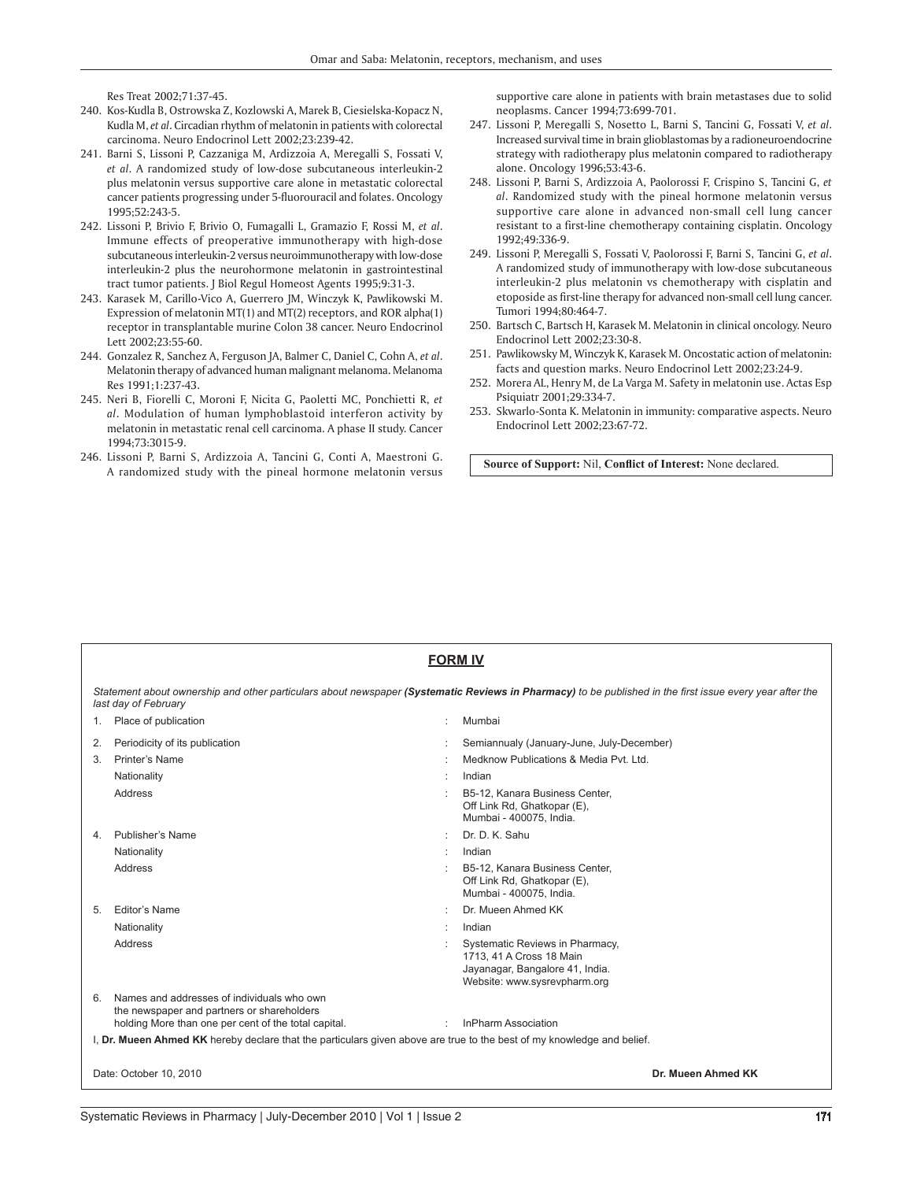Res Treat 2002;71:37-45.

240. Kos-Kudla B, Ostrowska Z, Kozlowski A, Marek B, Ciesielska-Kopacz N, Kudla M, *et al*. Circadian rhythm of melatonin in patients with colorectal carcinoma. Neuro Endocrinol Lett 2002;23:239-42.
241. Barni S, Lissoni P, Cazzaniga M, Ardizzoia A, Meregalli S, Fossati V, *et al*. A randomized study of low-dose subcutaneous interleukin-2 plus melatonin versus supportive care alone in metastatic colorectal cancer patients progressing under 5-fluorouracil and folates. Oncology 1995;52:243-5.
242. Lissoni P, Brivio F, Brivio O, Fumagalli L, Gramazio F, Rossi M, *et al*. Immune effects of preoperative immunotherapy with high-dose subcutaneous interleukin-2 versus neuroimmunotherapy with low-dose interleukin-2 plus the neurohormone melatonin in gastrointestinal tract tumor patients. J Biol Regul Homeost Agents 1995;9:31-3.
243. Karasek M, Carillo-Vico A, Guerrero JM, Winczyk K, Pawlikowski M. Expression of melatonin MT(1) and MT(2) receptors, and ROR alpha(1) receptor in transplantable murine Colon 38 cancer. Neuro Endocrinol Lett 2002;23:55-60.
244. Gonzalez R, Sanchez A, Ferguson JA, Balmer C, Daniel C, Cohn A, *et al*. Melatonin therapy of advanced human malignant melanoma. Melanoma Res 1991;1:237-43.
245. Neri B, Fiorelli C, Moroni F, Nicita G, Paoletti MC, Ponchietti R, *et al*. Modulation of human lymphoblastoid interferon activity by melatonin in metastatic renal cell carcinoma. A phase II study. Cancer 1994;73:3015-9.
246. Lissoni P, Barni S, Ardizzoia A, Tancini G, Conti A, Maestroni G. A randomized study with the pineal hormone melatonin versus supportive care alone in patients with brain metastases due to solid neoplasms. Cancer 1994;73:699-701.
247. Lissoni P, Meregalli S, Nosetto L, Barni S, Tancini G, Fossati V, *et al*. Increased survival time in brain glioblastomas by a radioneuroendocrine strategy with radiotherapy plus melatonin compared to radiotherapy alone. Oncology 1996;53:43-6.
248. Lissoni P, Barni S, Ardizzoia A, Paolorossi F, Crispino S, Tancini G, *et al*. Randomized study with the pineal hormone melatonin versus supportive care alone in advanced non-small cell lung cancer resistant to a first-line chemotherapy containing cisplatin. Oncology 1992;49:336-9.
249. Lissoni P, Meregalli S, Fossati V, Paolorossi F, Barni S, Tancini G, *et al*. A randomized study of immunotherapy with low-dose subcutaneous interleukin-2 plus melatonin vs chemotherapy with cisplatin and etoposide as first-line therapy for advanced non-small cell lung cancer. Tumori 1994;80:464-7.
250. Bartsch C, Bartsch H, Karasek M. Melatonin in clinical oncology. Neuro Endocrinol Lett 2002;23:30-8.
251. Pawlikowsky M, Winczyk K, Karasek M. Oncostatic action of melatonin: facts and question marks. Neuro Endocrinol Lett 2002;23:24-9.
252. Morera AL, Henry M, de La Varga M. Safety in melatonin use. Actas Esp Psiquiatr 2001;29:334-7.
253. Skwarlo-Sonta K. Melatonin in immunity: comparative aspects. Neuro Endocrinol Lett 2002;23:67-72.

**Source of Support:** Nil, **Conflict of Interest:** None declared.

## FORM IV

*Statement about ownership and other particulars about newspaper* ***(Systematic Reviews in Pharmacy)*** *to be published in the first issue every year after the last day of February*

| | | | |
|---|---|---|---|
| 1. | Place of publication | : | Mumbai |
| 2. | Periodicity of its publication | : | Semiannualy (January-June, July-December) |
| 3. | Printer's Name | : | Medknow Publications & Media Pvt. Ltd. |
| | Nationality | : | Indian |
| | Address | : | B5-12, Kanara Business Center, Off Link Rd, Ghatkopar (E), Mumbai - 400075, India. |
| 4. | Publisher's Name | : | Dr. D. K. Sahu |
| | Nationality | : | Indian |
| | Address | : | B5-12, Kanara Business Center, Off Link Rd, Ghatkopar (E), Mumbai - 400075, India. |
| 5. | Editor's Name | : | Dr. Mueen Ahmed KK |
| | Nationality | : | Indian |
| | Address | : | Systematic Reviews in Pharmacy, 1713, 41 A Cross 18 Main Jayanagar, Bangalore 41, India. Website: www.sysrevpharm.org |
| 6. | Names and addresses of individuals who own the newspaper and partners or shareholders holding More than one per cent of the total capital. | : | InPharm Association |

I, **Dr. Mueen Ahmed KK** hereby declare that the particulars given above are true to the best of my knowledge and belief.

Date: October 10, 2010

**Dr. Mueen Ahmed KK**